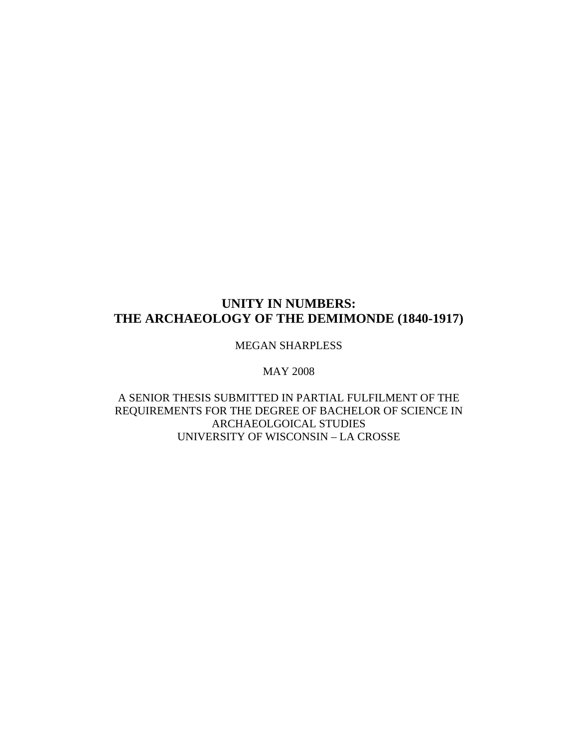# UNITY IN NUMBERS: THE ARCHAEOLOGY OF THE DEMIMONDE (1840-1917)

MEGAN SHARPLESS

MAY 2008

A SENIOR THESIS SUBMITTED IN PARTIAL FULFILMENT OF THE REQUIREMENTS FOR THE DEGREE OF BACHELOR OF SCIENCE IN ARCHAEOLGOICAL STUDIES
UNIVERSITY OF WISCONSIN – LA CROSSE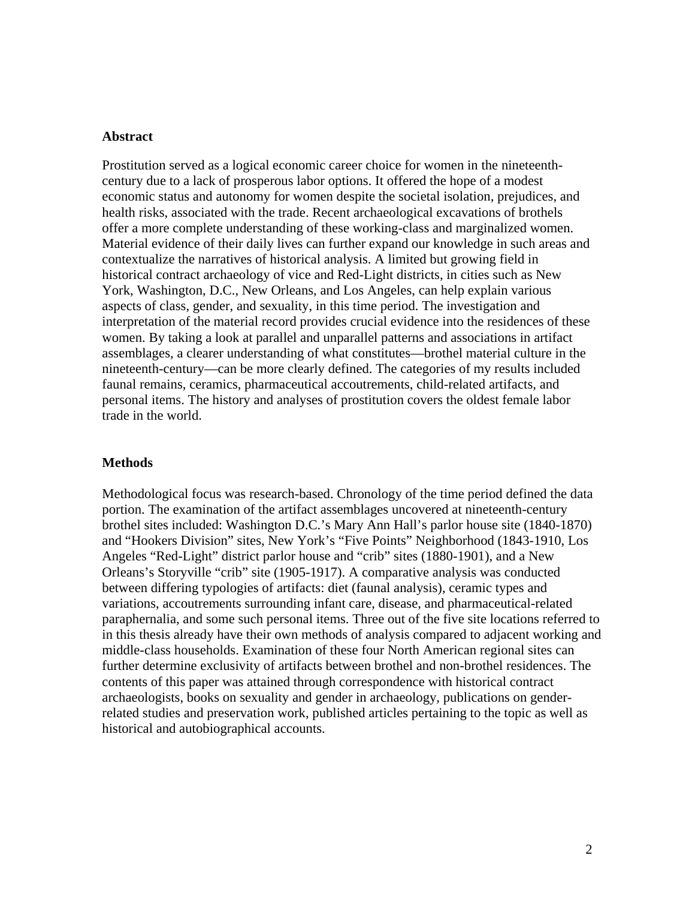**Abstract**

Prostitution served as a logical economic career choice for women in the nineteenth-century due to a lack of prosperous labor options. It offered the hope of a modest economic status and autonomy for women despite the societal isolation, prejudices, and health risks, associated with the trade. Recent archaeological excavations of brothels offer a more complete understanding of these working-class and marginalized women. Material evidence of their daily lives can further expand our knowledge in such areas and contextualize the narratives of historical analysis. A limited but growing field in historical contract archaeology of vice and Red-Light districts, in cities such as New York, Washington, D.C., New Orleans, and Los Angeles, can help explain various aspects of class, gender, and sexuality, in this time period. The investigation and interpretation of the material record provides crucial evidence into the residences of these women. By taking a look at parallel and unparallel patterns and associations in artifact assemblages, a clearer understanding of what constitutes—brothel material culture in the nineteenth-century—can be more clearly defined. The categories of my results included faunal remains, ceramics, pharmaceutical accoutrements, child-related artifacts, and personal items. The history and analyses of prostitution covers the oldest female labor trade in the world.

**Methods**

Methodological focus was research-based. Chronology of the time period defined the data portion. The examination of the artifact assemblages uncovered at nineteenth-century brothel sites included: Washington D.C.'s Mary Ann Hall's parlor house site (1840-1870) and "Hookers Division" sites, New York's "Five Points" Neighborhood (1843-1910, Los Angeles "Red-Light" district parlor house and "crib" sites (1880-1901), and a New Orleans's Storyville "crib" site (1905-1917). A comparative analysis was conducted between differing typologies of artifacts: diet (faunal analysis), ceramic types and variations, accoutrements surrounding infant care, disease, and pharmaceutical-related paraphernalia, and some such personal items. Three out of the five site locations referred to in this thesis already have their own methods of analysis compared to adjacent working and middle-class households. Examination of these four North American regional sites can further determine exclusivity of artifacts between brothel and non-brothel residences. The contents of this paper was attained through correspondence with historical contract archaeologists, books on sexuality and gender in archaeology, publications on gender-related studies and preservation work, published articles pertaining to the topic as well as historical and autobiographical accounts.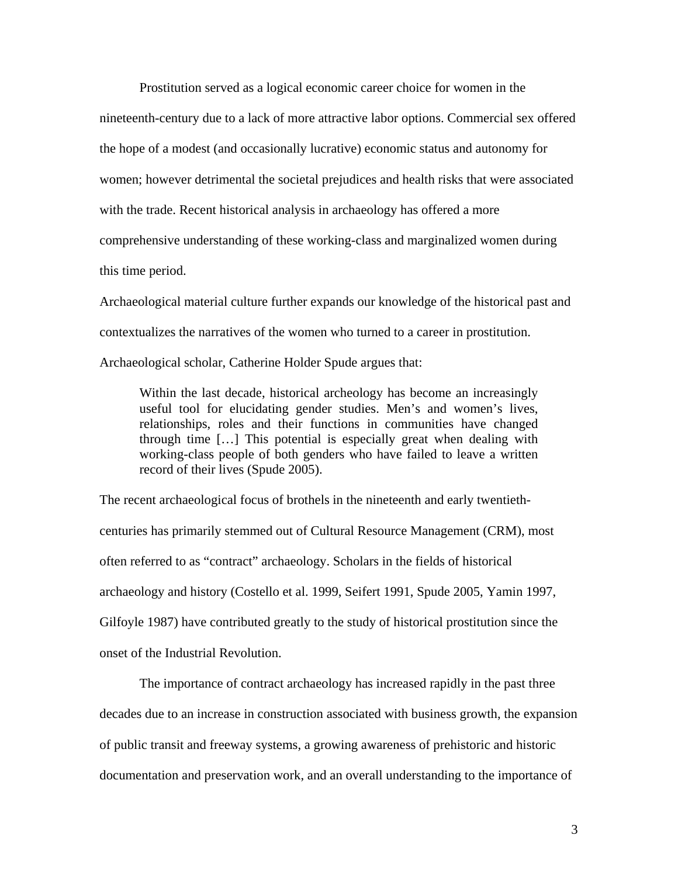Prostitution served as a logical economic career choice for women in the nineteenth-century due to a lack of more attractive labor options. Commercial sex offered the hope of a modest (and occasionally lucrative) economic status and autonomy for women; however detrimental the societal prejudices and health risks that were associated with the trade. Recent historical analysis in archaeology has offered a more comprehensive understanding of these working-class and marginalized women during this time period.

Archaeological material culture further expands our knowledge of the historical past and contextualizes the narratives of the women who turned to a career in prostitution. Archaeological scholar, Catherine Holder Spude argues that:

> Within the last decade, historical archeology has become an increasingly useful tool for elucidating gender studies. Men's and women's lives, relationships, roles and their functions in communities have changed through time […] This potential is especially great when dealing with working-class people of both genders who have failed to leave a written record of their lives (Spude 2005).

The recent archaeological focus of brothels in the nineteenth and early twentieth-centuries has primarily stemmed out of Cultural Resource Management (CRM), most often referred to as "contract" archaeology. Scholars in the fields of historical archaeology and history (Costello et al. 1999, Seifert 1991, Spude 2005, Yamin 1997, Gilfoyle 1987) have contributed greatly to the study of historical prostitution since the onset of the Industrial Revolution.

The importance of contract archaeology has increased rapidly in the past three decades due to an increase in construction associated with business growth, the expansion of public transit and freeway systems, a growing awareness of prehistoric and historic documentation and preservation work, and an overall understanding to the importance of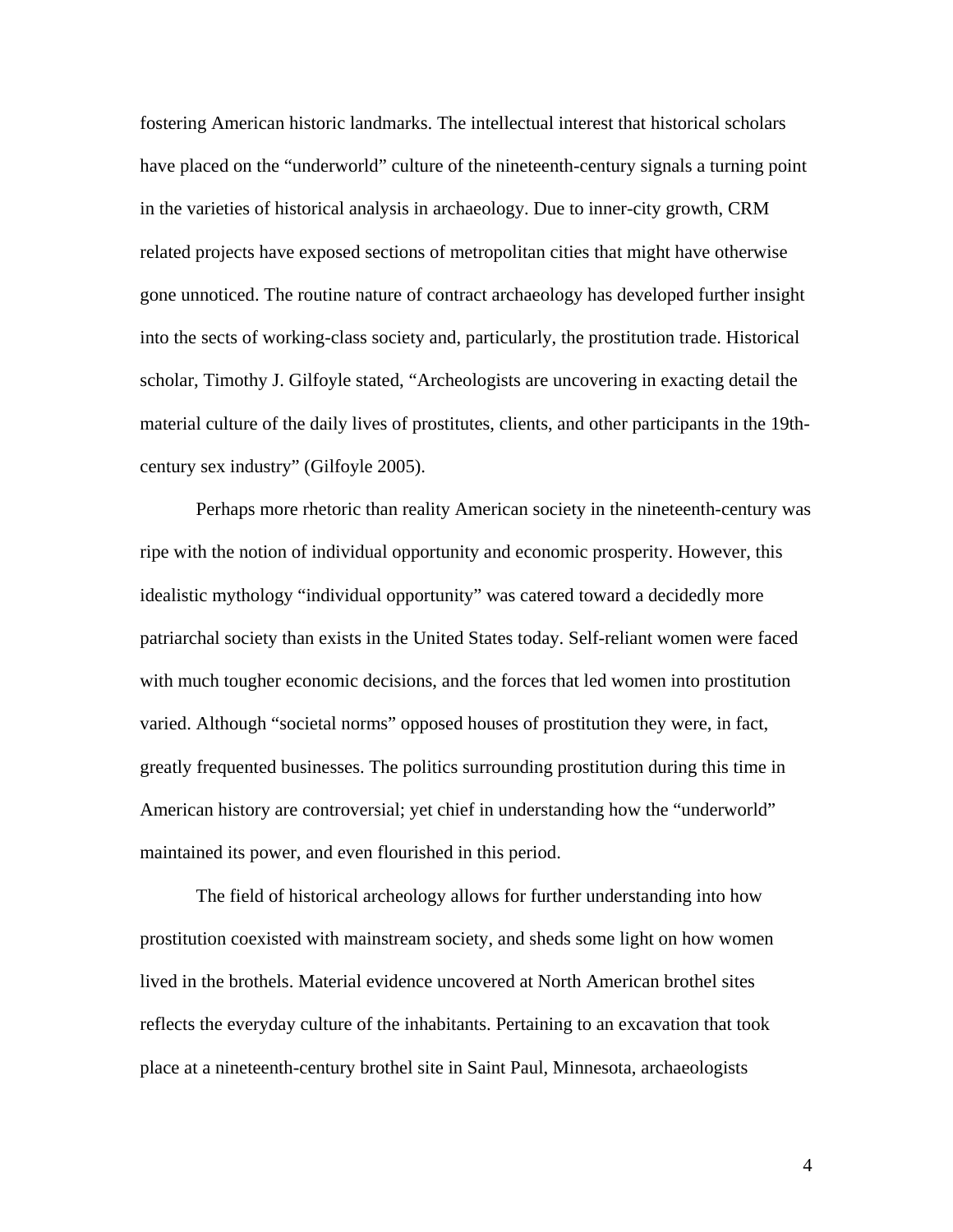fostering American historic landmarks. The intellectual interest that historical scholars have placed on the "underworld" culture of the nineteenth-century signals a turning point in the varieties of historical analysis in archaeology. Due to inner-city growth, CRM related projects have exposed sections of metropolitan cities that might have otherwise gone unnoticed. The routine nature of contract archaeology has developed further insight into the sects of working-class society and, particularly, the prostitution trade. Historical scholar, Timothy J. Gilfoyle stated, "Archeologists are uncovering in exacting detail the material culture of the daily lives of prostitutes, clients, and other participants in the 19th-century sex industry" (Gilfoyle 2005).

Perhaps more rhetoric than reality American society in the nineteenth-century was ripe with the notion of individual opportunity and economic prosperity. However, this idealistic mythology "individual opportunity" was catered toward a decidedly more patriarchal society than exists in the United States today. Self-reliant women were faced with much tougher economic decisions, and the forces that led women into prostitution varied. Although "societal norms" opposed houses of prostitution they were, in fact, greatly frequented businesses. The politics surrounding prostitution during this time in American history are controversial; yet chief in understanding how the "underworld" maintained its power, and even flourished in this period.

The field of historical archeology allows for further understanding into how prostitution coexisted with mainstream society, and sheds some light on how women lived in the brothels. Material evidence uncovered at North American brothel sites reflects the everyday culture of the inhabitants. Pertaining to an excavation that took place at a nineteenth-century brothel site in Saint Paul, Minnesota, archaeologists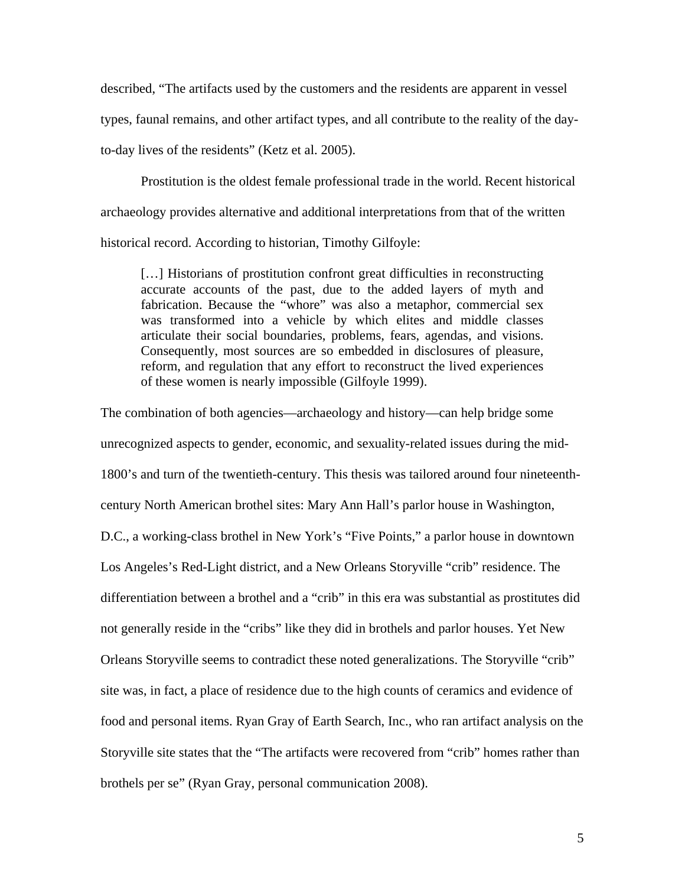described, "The artifacts used by the customers and the residents are apparent in vessel types, faunal remains, and other artifact types, and all contribute to the reality of the day-to-day lives of the residents" (Ketz et al. 2005).

Prostitution is the oldest female professional trade in the world. Recent historical archaeology provides alternative and additional interpretations from that of the written historical record. According to historian, Timothy Gilfoyle:

> […] Historians of prostitution confront great difficulties in reconstructing accurate accounts of the past, due to the added layers of myth and fabrication. Because the "whore" was also a metaphor, commercial sex was transformed into a vehicle by which elites and middle classes articulate their social boundaries, problems, fears, agendas, and visions. Consequently, most sources are so embedded in disclosures of pleasure, reform, and regulation that any effort to reconstruct the lived experiences of these women is nearly impossible (Gilfoyle 1999).

The combination of both agencies—archaeology and history—can help bridge some unrecognized aspects to gender, economic, and sexuality-related issues during the mid-1800's and turn of the twentieth-century. This thesis was tailored around four nineteenth-century North American brothel sites: Mary Ann Hall's parlor house in Washington, D.C., a working-class brothel in New York's "Five Points," a parlor house in downtown Los Angeles's Red-Light district, and a New Orleans Storyville "crib" residence. The differentiation between a brothel and a "crib" in this era was substantial as prostitutes did not generally reside in the "cribs" like they did in brothels and parlor houses. Yet New Orleans Storyville seems to contradict these noted generalizations. The Storyville "crib" site was, in fact, a place of residence due to the high counts of ceramics and evidence of food and personal items. Ryan Gray of Earth Search, Inc., who ran artifact analysis on the Storyville site states that the "The artifacts were recovered from "crib" homes rather than brothels per se" (Ryan Gray, personal communication 2008).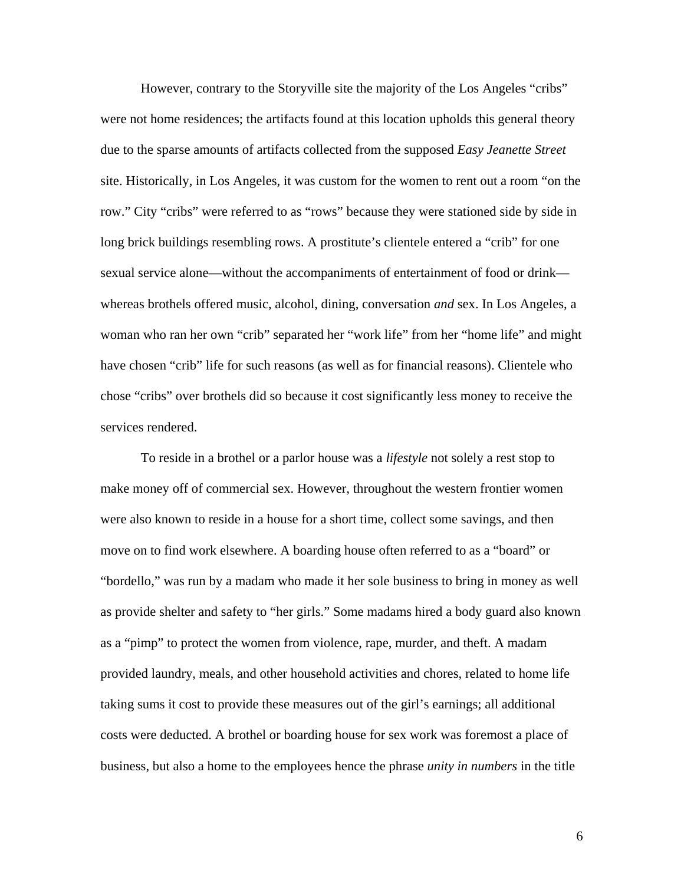However, contrary to the Storyville site the majority of the Los Angeles "cribs" were not home residences; the artifacts found at this location upholds this general theory due to the sparse amounts of artifacts collected from the supposed *Easy Jeanette Street* site. Historically, in Los Angeles, it was custom for the women to rent out a room "on the row." City "cribs" were referred to as "rows" because they were stationed side by side in long brick buildings resembling rows. A prostitute's clientele entered a "crib" for one sexual service alone—without the accompaniments of entertainment of food or drink—whereas brothels offered music, alcohol, dining, conversation *and* sex. In Los Angeles, a woman who ran her own "crib" separated her "work life" from her "home life" and might have chosen "crib" life for such reasons (as well as for financial reasons). Clientele who chose "cribs" over brothels did so because it cost significantly less money to receive the services rendered.

To reside in a brothel or a parlor house was a *lifestyle* not solely a rest stop to make money off of commercial sex. However, throughout the western frontier women were also known to reside in a house for a short time, collect some savings, and then move on to find work elsewhere. A boarding house often referred to as a "board" or "bordello," was run by a madam who made it her sole business to bring in money as well as provide shelter and safety to "her girls." Some madams hired a body guard also known as a "pimp" to protect the women from violence, rape, murder, and theft. A madam provided laundry, meals, and other household activities and chores, related to home life taking sums it cost to provide these measures out of the girl's earnings; all additional costs were deducted. A brothel or boarding house for sex work was foremost a place of business, but also a home to the employees hence the phrase *unity in numbers* in the title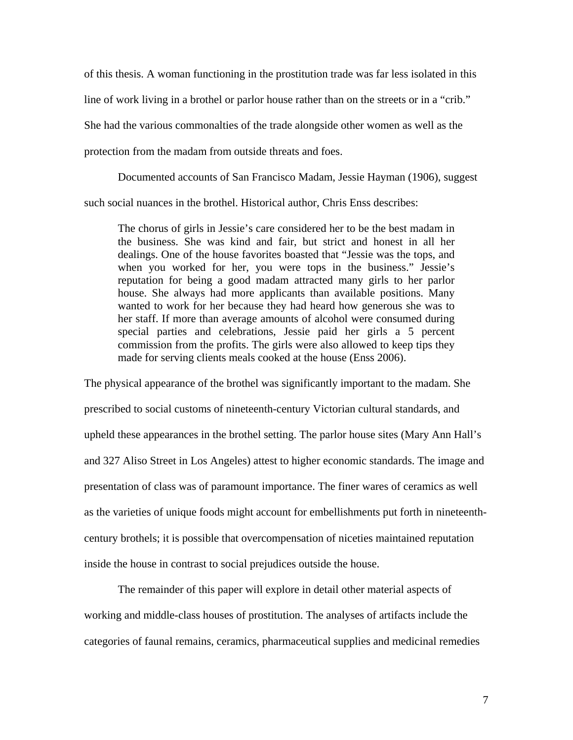of this thesis. A woman functioning in the prostitution trade was far less isolated in this line of work living in a brothel or parlor house rather than on the streets or in a "crib." She had the various commonalties of the trade alongside other women as well as the protection from the madam from outside threats and foes.

Documented accounts of San Francisco Madam, Jessie Hayman (1906), suggest such social nuances in the brothel. Historical author, Chris Enss describes:

> The chorus of girls in Jessie's care considered her to be the best madam in the business. She was kind and fair, but strict and honest in all her dealings. One of the house favorites boasted that "Jessie was the tops, and when you worked for her, you were tops in the business." Jessie's reputation for being a good madam attracted many girls to her parlor house. She always had more applicants than available positions. Many wanted to work for her because they had heard how generous she was to her staff. If more than average amounts of alcohol were consumed during special parties and celebrations, Jessie paid her girls a 5 percent commission from the profits. The girls were also allowed to keep tips they made for serving clients meals cooked at the house (Enss 2006).

The physical appearance of the brothel was significantly important to the madam. She prescribed to social customs of nineteenth-century Victorian cultural standards, and upheld these appearances in the brothel setting. The parlor house sites (Mary Ann Hall's and 327 Aliso Street in Los Angeles) attest to higher economic standards. The image and presentation of class was of paramount importance. The finer wares of ceramics as well as the varieties of unique foods might account for embellishments put forth in nineteenth-century brothels; it is possible that overcompensation of niceties maintained reputation inside the house in contrast to social prejudices outside the house.

The remainder of this paper will explore in detail other material aspects of working and middle-class houses of prostitution. The analyses of artifacts include the categories of faunal remains, ceramics, pharmaceutical supplies and medicinal remedies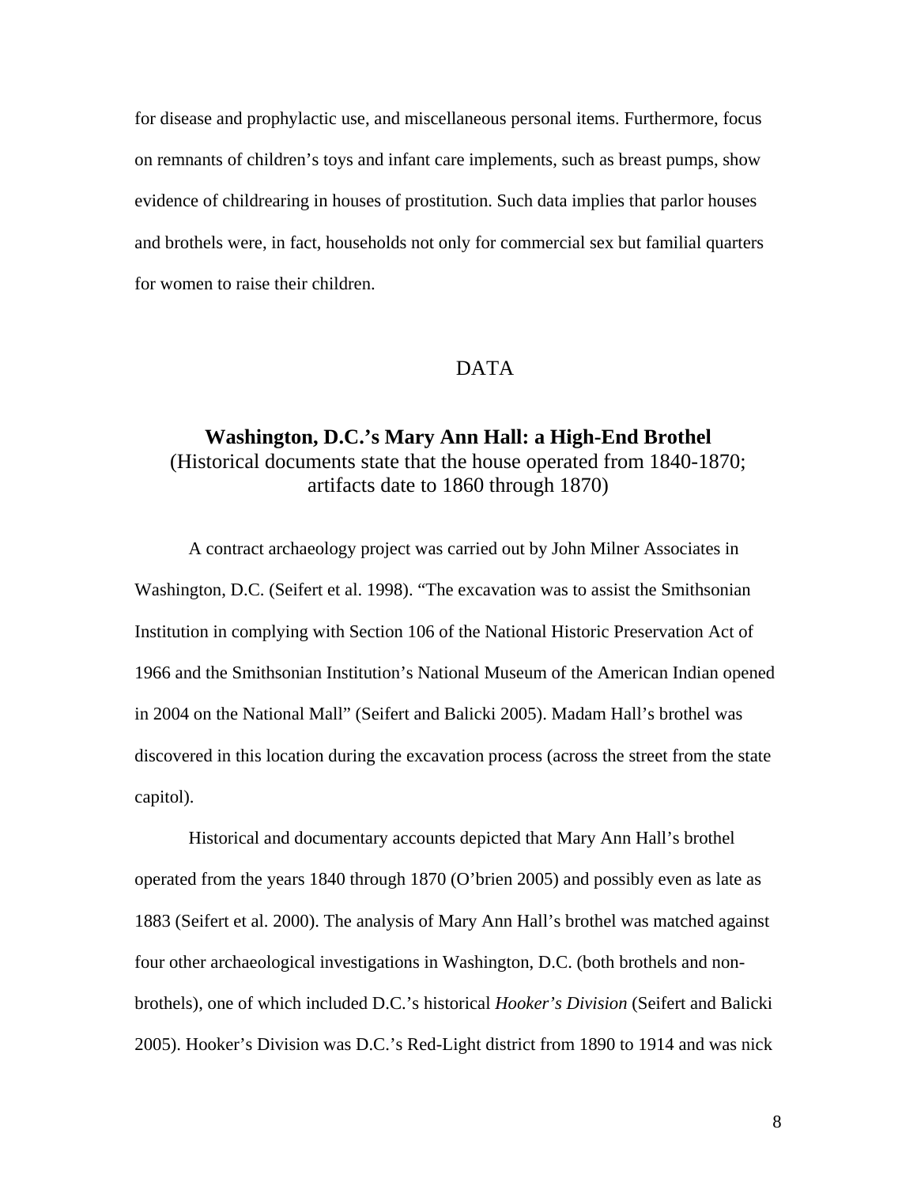for disease and prophylactic use, and miscellaneous personal items. Furthermore, focus on remnants of children's toys and infant care implements, such as breast pumps, show evidence of childrearing in houses of prostitution. Such data implies that parlor houses and brothels were, in fact, households not only for commercial sex but familial quarters for women to raise their children.

## DATA

### Washington, D.C.'s Mary Ann Hall: a High-End Brothel
(Historical documents state that the house operated from 1840-1870; artifacts date to 1860 through 1870)

A contract archaeology project was carried out by John Milner Associates in Washington, D.C. (Seifert et al. 1998). "The excavation was to assist the Smithsonian Institution in complying with Section 106 of the National Historic Preservation Act of 1966 and the Smithsonian Institution's National Museum of the American Indian opened in 2004 on the National Mall" (Seifert and Balicki 2005). Madam Hall's brothel was discovered in this location during the excavation process (across the street from the state capitol).

Historical and documentary accounts depicted that Mary Ann Hall's brothel operated from the years 1840 through 1870 (O'brien 2005) and possibly even as late as 1883 (Seifert et al. 2000). The analysis of Mary Ann Hall's brothel was matched against four other archaeological investigations in Washington, D.C. (both brothels and non-brothels), one of which included D.C.'s historical *Hooker's Division* (Seifert and Balicki 2005). Hooker's Division was D.C.'s Red-Light district from 1890 to 1914 and was nick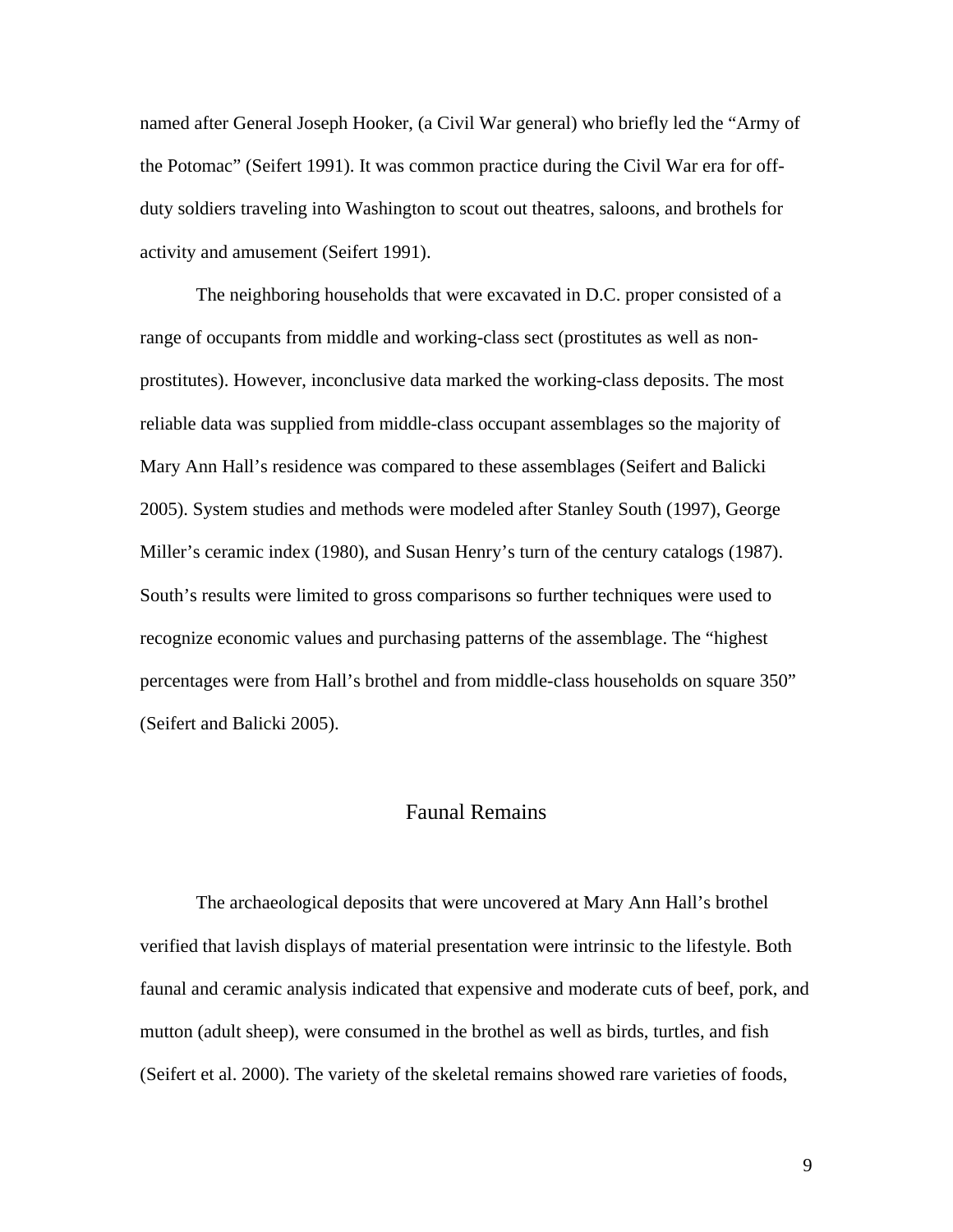named after General Joseph Hooker, (a Civil War general) who briefly led the "Army of the Potomac" (Seifert 1991). It was common practice during the Civil War era for off-duty soldiers traveling into Washington to scout out theatres, saloons, and brothels for activity and amusement (Seifert 1991).

The neighboring households that were excavated in D.C. proper consisted of a range of occupants from middle and working-class sect (prostitutes as well as non-prostitutes). However, inconclusive data marked the working-class deposits. The most reliable data was supplied from middle-class occupant assemblages so the majority of Mary Ann Hall's residence was compared to these assemblages (Seifert and Balicki 2005). System studies and methods were modeled after Stanley South (1997), George Miller's ceramic index (1980), and Susan Henry's turn of the century catalogs (1987). South's results were limited to gross comparisons so further techniques were used to recognize economic values and purchasing patterns of the assemblage. The "highest percentages were from Hall's brothel and from middle-class households on square 350" (Seifert and Balicki 2005).

## Faunal Remains

The archaeological deposits that were uncovered at Mary Ann Hall's brothel verified that lavish displays of material presentation were intrinsic to the lifestyle. Both faunal and ceramic analysis indicated that expensive and moderate cuts of beef, pork, and mutton (adult sheep), were consumed in the brothel as well as birds, turtles, and fish (Seifert et al. 2000). The variety of the skeletal remains showed rare varieties of foods,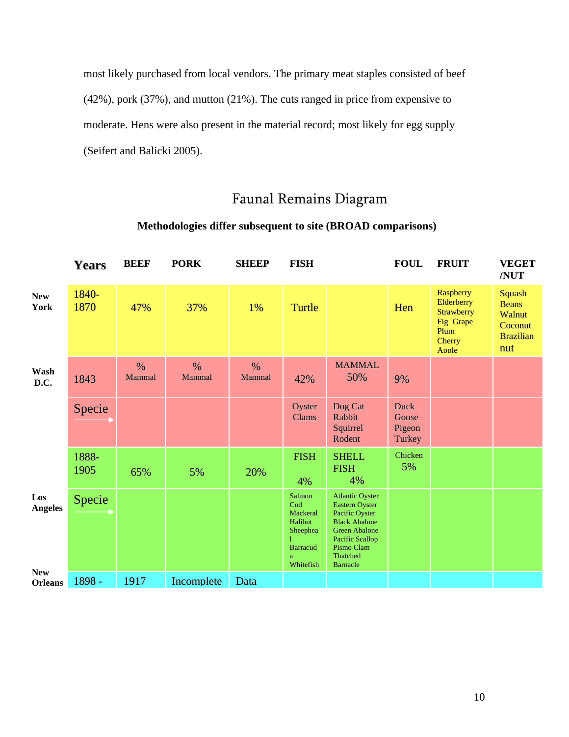most likely purchased from local vendors. The primary meat staples consisted of beef (42%), pork (37%), and mutton (21%). The cuts ranged in price from expensive to moderate. Hens were also present in the material record; most likely for egg supply (Seifert and Balicki 2005).

## Faunal Remains Diagram

**Methodologies differ subsequent to site (BROAD comparisons)**

| | Years | BEEF | PORK | SHEEP | FISH | | FOUL | FRUIT | VEGET /NUT |
|---|---|---|---|---|---|---|---|---|---|
| **New York** | 1840-1870 | 47% | 37% | 1% | Turtle | | Hen | Raspberry Elderberry Strawberry Fig Grape Plum Cherry Apple | Squash Beans Walnut Coconut Brazilian nut |
| **Wash D.C.** | 1843 | % Mammal | % Mammal | % Mammal | 42% | MAMMAL 50% | 9% | | |
| | Specie → | | | | Oyster Clams | Dog Cat Rabbit Squirrel Rodent | Duck Goose Pigeon Turkey | | |
| | 1888-1905 | 65% | 5% | 20% | FISH 4% | SHELL FISH 4% | Chicken 5% | | |
| **Los Angeles** | Specie → | | | | Salmon Cod Mackeral Halibut Sheephead Barracuda Whitefish | Atlantic Oyster Eastern Oyster Pacific Oyster Black Abalone Green Abalone Pacific Scallop Pismo Clam Thatched Barnacle | | | |
| **New Orleans** | 1898 - | 1917 | Incomplete | Data | | | | | |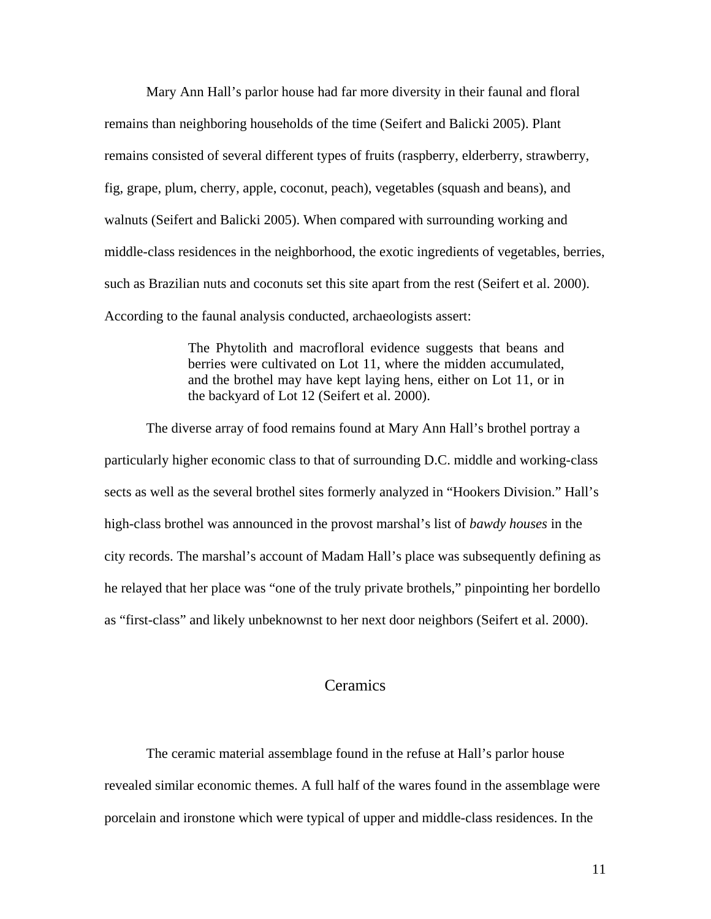Mary Ann Hall's parlor house had far more diversity in their faunal and floral remains than neighboring households of the time (Seifert and Balicki 2005). Plant remains consisted of several different types of fruits (raspberry, elderberry, strawberry, fig, grape, plum, cherry, apple, coconut, peach), vegetables (squash and beans), and walnuts (Seifert and Balicki 2005). When compared with surrounding working and middle-class residences in the neighborhood, the exotic ingredients of vegetables, berries, such as Brazilian nuts and coconuts set this site apart from the rest (Seifert et al. 2000). According to the faunal analysis conducted, archaeologists assert:

> The Phytolith and macrofloral evidence suggests that beans and berries were cultivated on Lot 11, where the midden accumulated, and the brothel may have kept laying hens, either on Lot 11, or in the backyard of Lot 12 (Seifert et al. 2000).

The diverse array of food remains found at Mary Ann Hall's brothel portray a particularly higher economic class to that of surrounding D.C. middle and working-class sects as well as the several brothel sites formerly analyzed in "Hookers Division." Hall's high-class brothel was announced in the provost marshal's list of *bawdy houses* in the city records. The marshal's account of Madam Hall's place was subsequently defining as he relayed that her place was "one of the truly private brothels," pinpointing her bordello as "first-class" and likely unbeknownst to her next door neighbors (Seifert et al. 2000).

## Ceramics

The ceramic material assemblage found in the refuse at Hall's parlor house revealed similar economic themes. A full half of the wares found in the assemblage were porcelain and ironstone which were typical of upper and middle-class residences. In the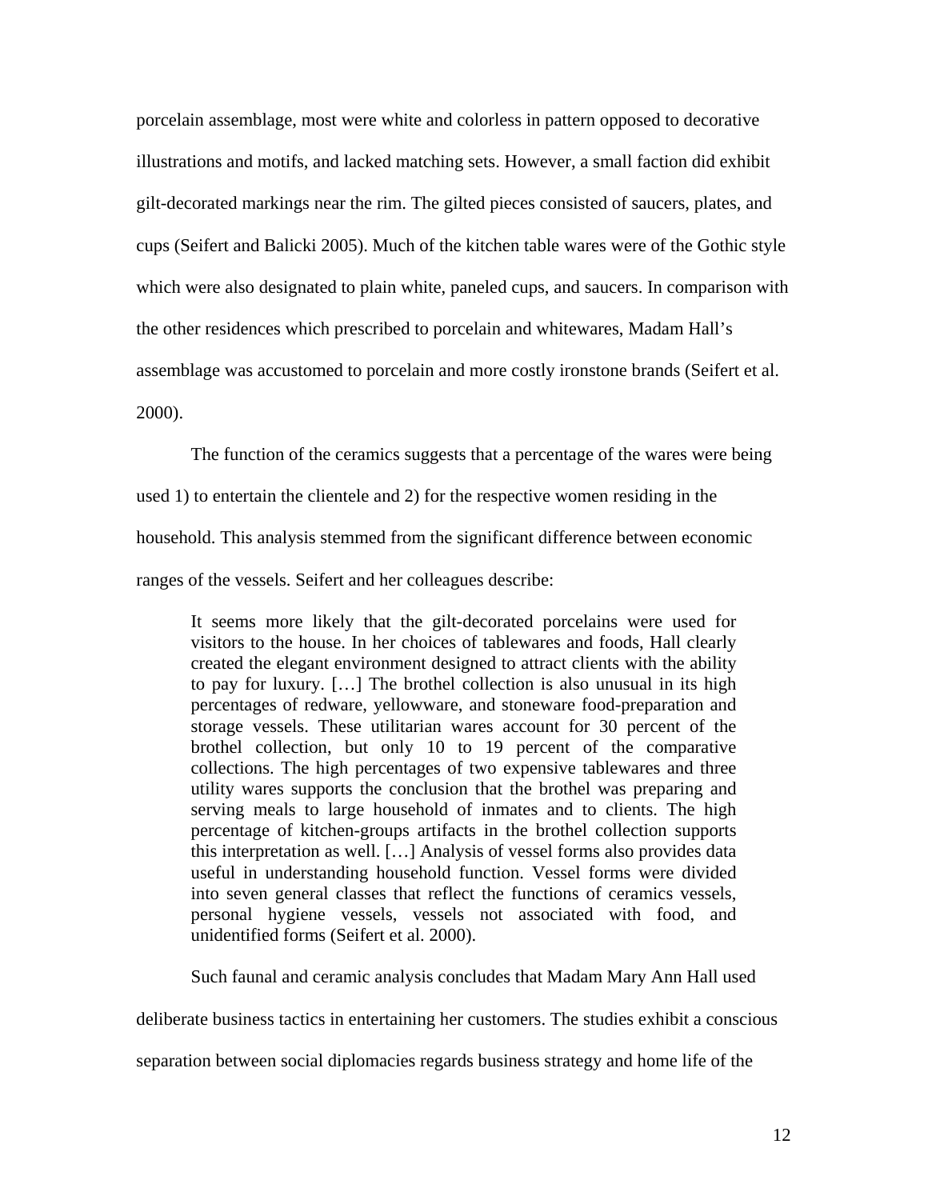porcelain assemblage, most were white and colorless in pattern opposed to decorative illustrations and motifs, and lacked matching sets. However, a small faction did exhibit gilt-decorated markings near the rim. The gilted pieces consisted of saucers, plates, and cups (Seifert and Balicki 2005). Much of the kitchen table wares were of the Gothic style which were also designated to plain white, paneled cups, and saucers. In comparison with the other residences which prescribed to porcelain and whitewares, Madam Hall's assemblage was accustomed to porcelain and more costly ironstone brands (Seifert et al. 2000).

The function of the ceramics suggests that a percentage of the wares were being used 1) to entertain the clientele and 2) for the respective women residing in the household. This analysis stemmed from the significant difference between economic ranges of the vessels. Seifert and her colleagues describe:

> It seems more likely that the gilt-decorated porcelains were used for visitors to the house. In her choices of tablewares and foods, Hall clearly created the elegant environment designed to attract clients with the ability to pay for luxury. […] The brothel collection is also unusual in its high percentages of redware, yellowware, and stoneware food-preparation and storage vessels. These utilitarian wares account for 30 percent of the brothel collection, but only 10 to 19 percent of the comparative collections. The high percentages of two expensive tablewares and three utility wares supports the conclusion that the brothel was preparing and serving meals to large household of inmates and to clients. The high percentage of kitchen-groups artifacts in the brothel collection supports this interpretation as well. […] Analysis of vessel forms also provides data useful in understanding household function. Vessel forms were divided into seven general classes that reflect the functions of ceramics vessels, personal hygiene vessels, vessels not associated with food, and unidentified forms (Seifert et al. 2000).

Such faunal and ceramic analysis concludes that Madam Mary Ann Hall used deliberate business tactics in entertaining her customers. The studies exhibit a conscious separation between social diplomacies regards business strategy and home life of the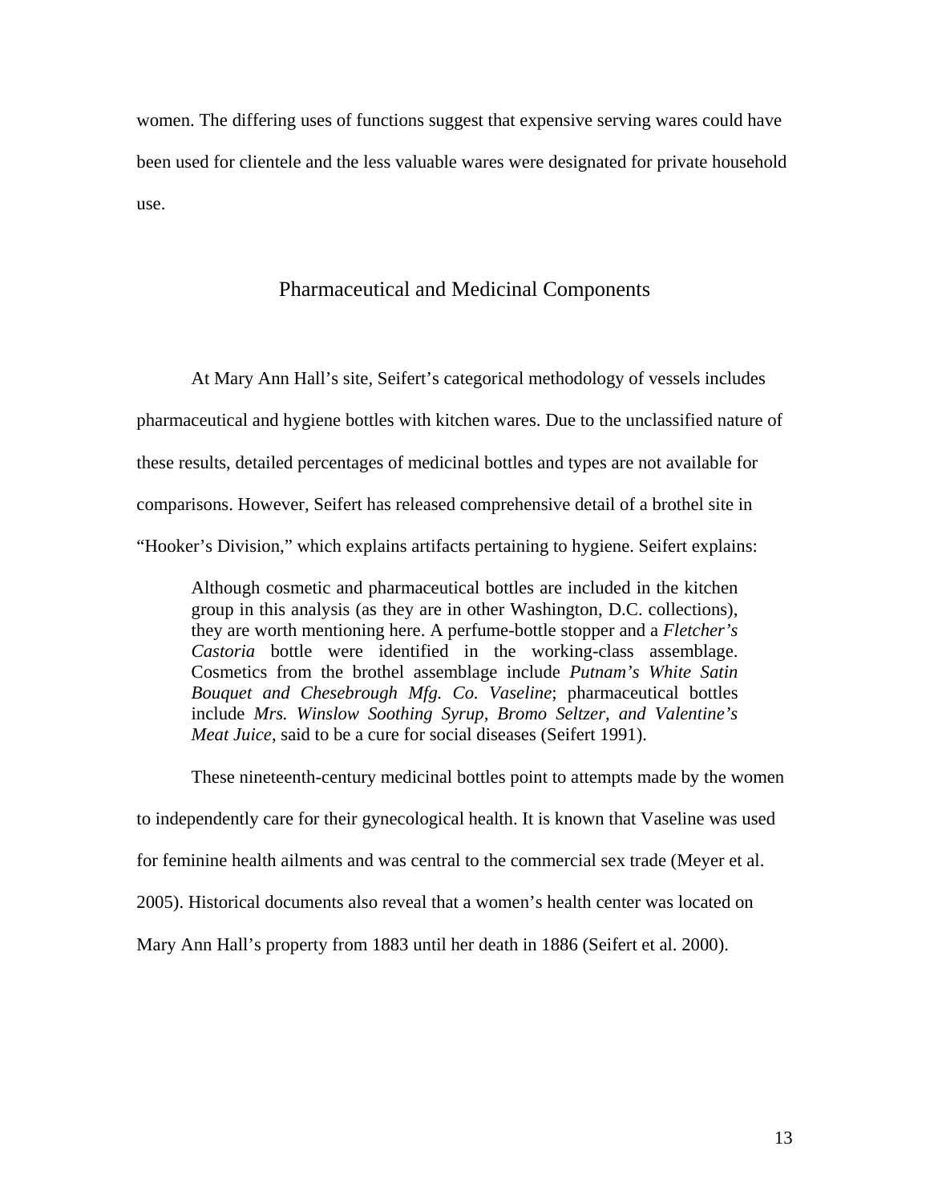women. The differing uses of functions suggest that expensive serving wares could have been used for clientele and the less valuable wares were designated for private household use.

## Pharmaceutical and Medicinal Components

At Mary Ann Hall's site, Seifert's categorical methodology of vessels includes pharmaceutical and hygiene bottles with kitchen wares. Due to the unclassified nature of these results, detailed percentages of medicinal bottles and types are not available for comparisons. However, Seifert has released comprehensive detail of a brothel site in "Hooker's Division," which explains artifacts pertaining to hygiene. Seifert explains:

> Although cosmetic and pharmaceutical bottles are included in the kitchen group in this analysis (as they are in other Washington, D.C. collections), they are worth mentioning here. A perfume-bottle stopper and a *Fletcher's Castoria* bottle were identified in the working-class assemblage. Cosmetics from the brothel assemblage include *Putnam's White Satin Bouquet and Chesebrough Mfg. Co. Vaseline*; pharmaceutical bottles include *Mrs. Winslow Soothing Syrup, Bromo Seltzer, and Valentine's Meat Juice*, said to be a cure for social diseases (Seifert 1991).

These nineteenth-century medicinal bottles point to attempts made by the women to independently care for their gynecological health. It is known that Vaseline was used for feminine health ailments and was central to the commercial sex trade (Meyer et al. 2005). Historical documents also reveal that a women's health center was located on Mary Ann Hall's property from 1883 until her death in 1886 (Seifert et al. 2000).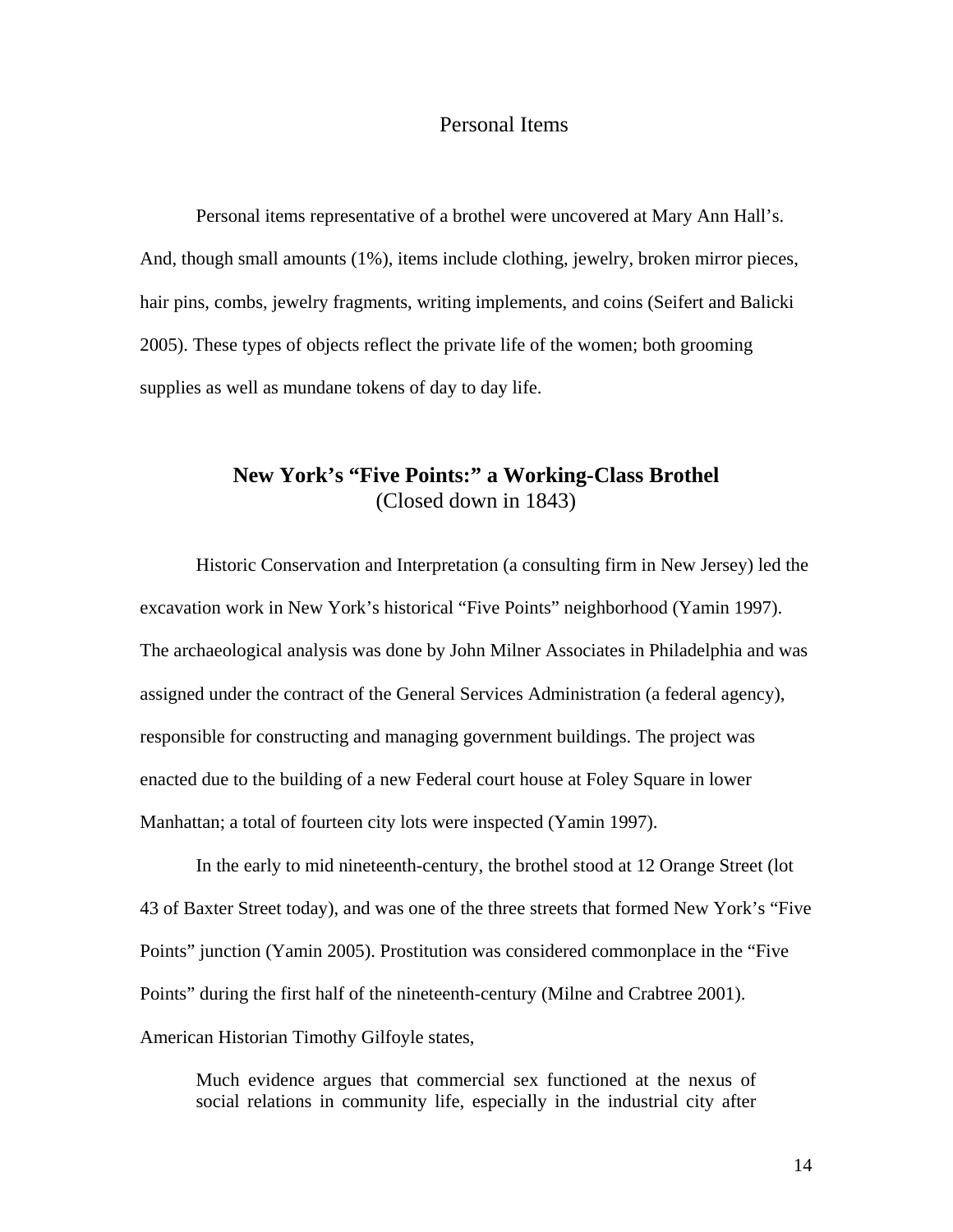## Personal Items

Personal items representative of a brothel were uncovered at Mary Ann Hall's. And, though small amounts (1%), items include clothing, jewelry, broken mirror pieces, hair pins, combs, jewelry fragments, writing implements, and coins (Seifert and Balicki 2005). These types of objects reflect the private life of the women; both grooming supplies as well as mundane tokens of day to day life.

## New York's "Five Points:" a Working-Class Brothel
(Closed down in 1843)

Historic Conservation and Interpretation (a consulting firm in New Jersey) led the excavation work in New York's historical "Five Points" neighborhood (Yamin 1997). The archaeological analysis was done by John Milner Associates in Philadelphia and was assigned under the contract of the General Services Administration (a federal agency), responsible for constructing and managing government buildings. The project was enacted due to the building of a new Federal court house at Foley Square in lower Manhattan; a total of fourteen city lots were inspected (Yamin 1997).

In the early to mid nineteenth-century, the brothel stood at 12 Orange Street (lot 43 of Baxter Street today), and was one of the three streets that formed New York's "Five Points" junction (Yamin 2005). Prostitution was considered commonplace in the "Five Points" during the first half of the nineteenth-century (Milne and Crabtree 2001). American Historian Timothy Gilfoyle states,

> Much evidence argues that commercial sex functioned at the nexus of social relations in community life, especially in the industrial city after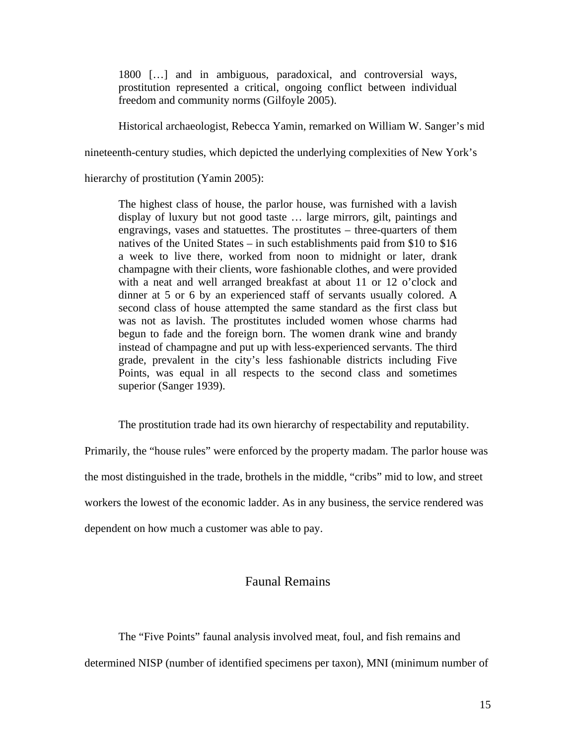> 1800 […] and in ambiguous, paradoxical, and controversial ways, prostitution represented a critical, ongoing conflict between individual freedom and community norms (Gilfoyle 2005).

Historical archaeologist, Rebecca Yamin, remarked on William W. Sanger's mid nineteenth-century studies, which depicted the underlying complexities of New York's hierarchy of prostitution (Yamin 2005):

> The highest class of house, the parlor house, was furnished with a lavish display of luxury but not good taste … large mirrors, gilt, paintings and engravings, vases and statuettes. The prostitutes – three-quarters of them natives of the United States – in such establishments paid from $10 to $16 a week to live there, worked from noon to midnight or later, drank champagne with their clients, wore fashionable clothes, and were provided with a neat and well arranged breakfast at about 11 or 12 o'clock and dinner at 5 or 6 by an experienced staff of servants usually colored. A second class of house attempted the same standard as the first class but was not as lavish. The prostitutes included women whose charms had begun to fade and the foreign born. The women drank wine and brandy instead of champagne and put up with less-experienced servants. The third grade, prevalent in the city's less fashionable districts including Five Points, was equal in all respects to the second class and sometimes superior (Sanger 1939).

The prostitution trade had its own hierarchy of respectability and reputability. Primarily, the "house rules" were enforced by the property madam. The parlor house was the most distinguished in the trade, brothels in the middle, "cribs" mid to low, and street workers the lowest of the economic ladder. As in any business, the service rendered was dependent on how much a customer was able to pay.

## Faunal Remains

The "Five Points" faunal analysis involved meat, foul, and fish remains and determined NISP (number of identified specimens per taxon), MNI (minimum number of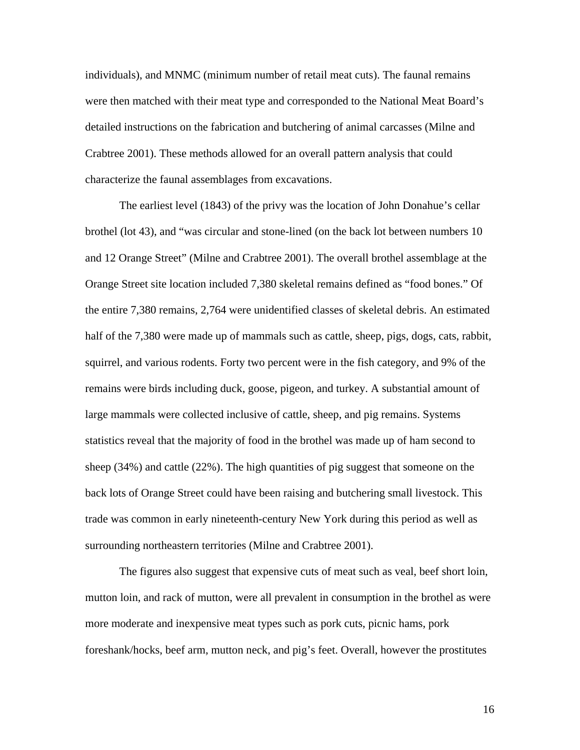individuals), and MNMC (minimum number of retail meat cuts). The faunal remains were then matched with their meat type and corresponded to the National Meat Board's detailed instructions on the fabrication and butchering of animal carcasses (Milne and Crabtree 2001). These methods allowed for an overall pattern analysis that could characterize the faunal assemblages from excavations.

The earliest level (1843) of the privy was the location of John Donahue's cellar brothel (lot 43), and "was circular and stone-lined (on the back lot between numbers 10 and 12 Orange Street" (Milne and Crabtree 2001). The overall brothel assemblage at the Orange Street site location included 7,380 skeletal remains defined as "food bones." Of the entire 7,380 remains, 2,764 were unidentified classes of skeletal debris. An estimated half of the 7,380 were made up of mammals such as cattle, sheep, pigs, dogs, cats, rabbit, squirrel, and various rodents. Forty two percent were in the fish category, and 9% of the remains were birds including duck, goose, pigeon, and turkey. A substantial amount of large mammals were collected inclusive of cattle, sheep, and pig remains. Systems statistics reveal that the majority of food in the brothel was made up of ham second to sheep (34%) and cattle (22%). The high quantities of pig suggest that someone on the back lots of Orange Street could have been raising and butchering small livestock. This trade was common in early nineteenth-century New York during this period as well as surrounding northeastern territories (Milne and Crabtree 2001).

The figures also suggest that expensive cuts of meat such as veal, beef short loin, mutton loin, and rack of mutton, were all prevalent in consumption in the brothel as were more moderate and inexpensive meat types such as pork cuts, picnic hams, pork foreshank/hocks, beef arm, mutton neck, and pig's feet. Overall, however the prostitutes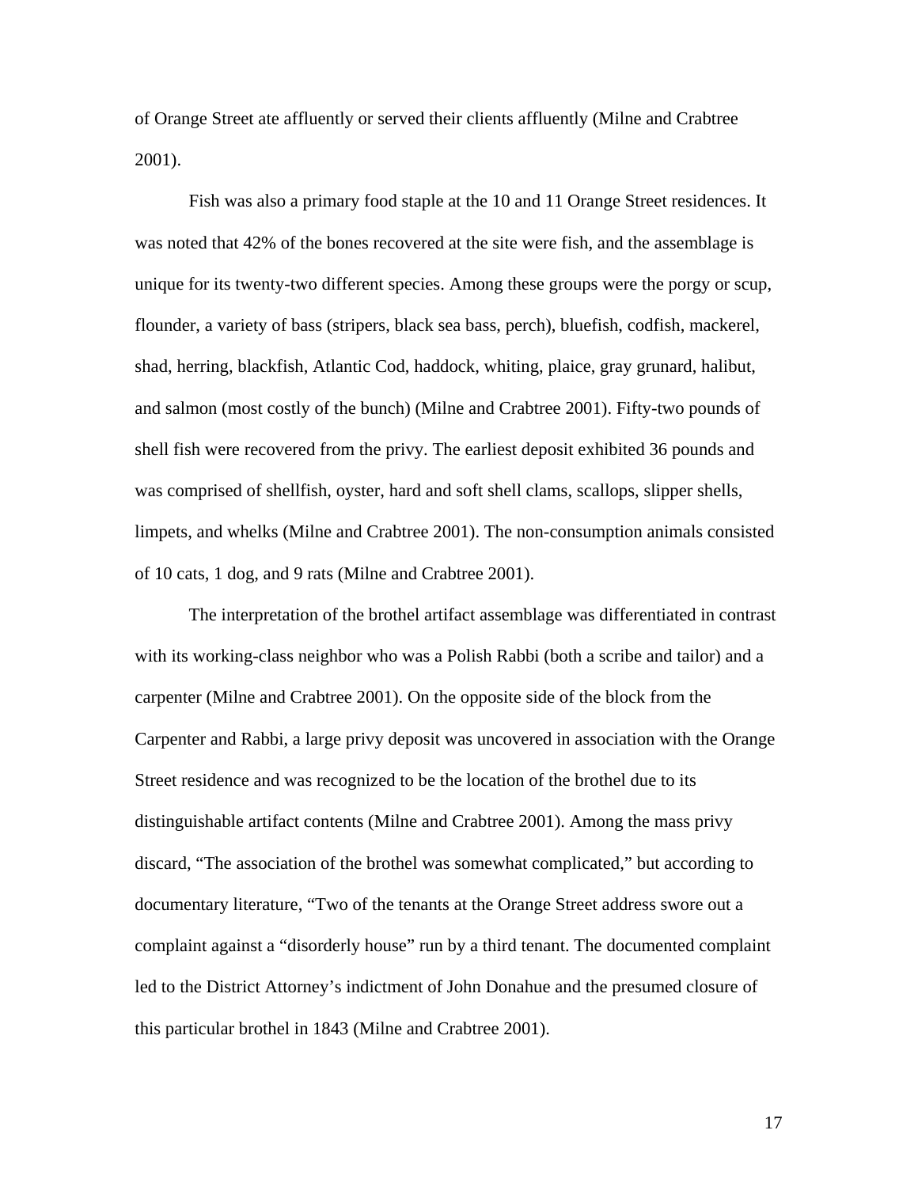of Orange Street ate affluently or served their clients affluently (Milne and Crabtree 2001).

Fish was also a primary food staple at the 10 and 11 Orange Street residences. It was noted that 42% of the bones recovered at the site were fish, and the assemblage is unique for its twenty-two different species. Among these groups were the porgy or scup, flounder, a variety of bass (stripers, black sea bass, perch), bluefish, codfish, mackerel, shad, herring, blackfish, Atlantic Cod, haddock, whiting, plaice, gray grunard, halibut, and salmon (most costly of the bunch) (Milne and Crabtree 2001). Fifty-two pounds of shell fish were recovered from the privy. The earliest deposit exhibited 36 pounds and was comprised of shellfish, oyster, hard and soft shell clams, scallops, slipper shells, limpets, and whelks (Milne and Crabtree 2001). The non-consumption animals consisted of 10 cats, 1 dog, and 9 rats (Milne and Crabtree 2001).

The interpretation of the brothel artifact assemblage was differentiated in contrast with its working-class neighbor who was a Polish Rabbi (both a scribe and tailor) and a carpenter (Milne and Crabtree 2001). On the opposite side of the block from the Carpenter and Rabbi, a large privy deposit was uncovered in association with the Orange Street residence and was recognized to be the location of the brothel due to its distinguishable artifact contents (Milne and Crabtree 2001). Among the mass privy discard, "The association of the brothel was somewhat complicated," but according to documentary literature, "Two of the tenants at the Orange Street address swore out a complaint against a "disorderly house" run by a third tenant. The documented complaint led to the District Attorney's indictment of John Donahue and the presumed closure of this particular brothel in 1843 (Milne and Crabtree 2001).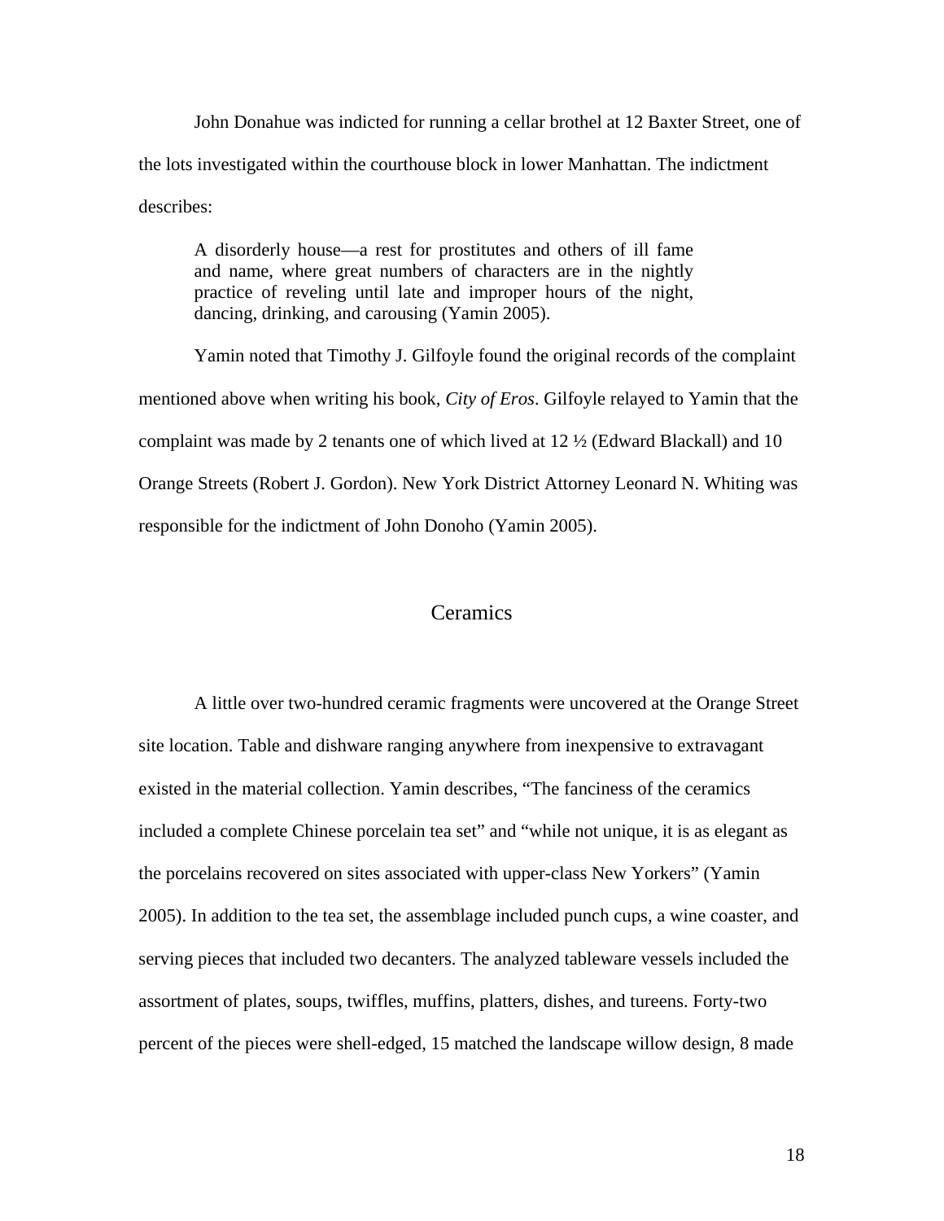John Donahue was indicted for running a cellar brothel at 12 Baxter Street, one of the lots investigated within the courthouse block in lower Manhattan. The indictment describes:

> A disorderly house—a rest for prostitutes and others of ill fame and name, where great numbers of characters are in the nightly practice of reveling until late and improper hours of the night, dancing, drinking, and carousing (Yamin 2005).

Yamin noted that Timothy J. Gilfoyle found the original records of the complaint mentioned above when writing his book, *City of Eros*. Gilfoyle relayed to Yamin that the complaint was made by 2 tenants one of which lived at 12 ½ (Edward Blackall) and 10 Orange Streets (Robert J. Gordon). New York District Attorney Leonard N. Whiting was responsible for the indictment of John Donoho (Yamin 2005).

## Ceramics

A little over two-hundred ceramic fragments were uncovered at the Orange Street site location. Table and dishware ranging anywhere from inexpensive to extravagant existed in the material collection. Yamin describes, "The fanciness of the ceramics included a complete Chinese porcelain tea set" and "while not unique, it is as elegant as the porcelains recovered on sites associated with upper-class New Yorkers" (Yamin 2005). In addition to the tea set, the assemblage included punch cups, a wine coaster, and serving pieces that included two decanters. The analyzed tableware vessels included the assortment of plates, soups, twiffles, muffins, platters, dishes, and tureens. Forty-two percent of the pieces were shell-edged, 15 matched the landscape willow design, 8 made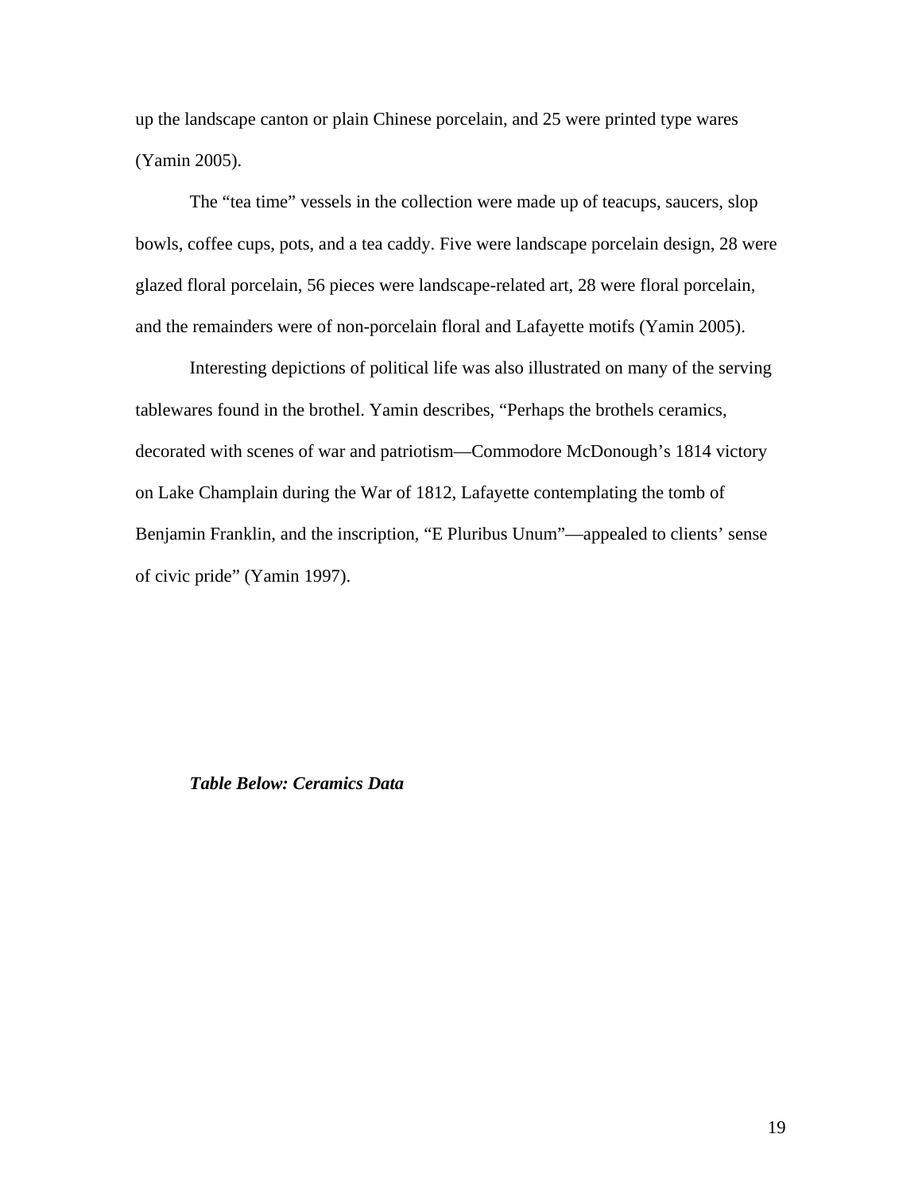up the landscape canton or plain Chinese porcelain, and 25 were printed type wares (Yamin 2005).

The "tea time" vessels in the collection were made up of teacups, saucers, slop bowls, coffee cups, pots, and a tea caddy. Five were landscape porcelain design, 28 were glazed floral porcelain, 56 pieces were landscape-related art, 28 were floral porcelain, and the remainders were of non-porcelain floral and Lafayette motifs (Yamin 2005).

Interesting depictions of political life was also illustrated on many of the serving tablewares found in the brothel. Yamin describes, "Perhaps the brothels ceramics, decorated with scenes of war and patriotism—Commodore McDonough's 1814 victory on Lake Champlain during the War of 1812, Lafayette contemplating the tomb of Benjamin Franklin, and the inscription, "E Pluribus Unum"—appealed to clients' sense of civic pride" (Yamin 1997).

***Table Below: Ceramics Data***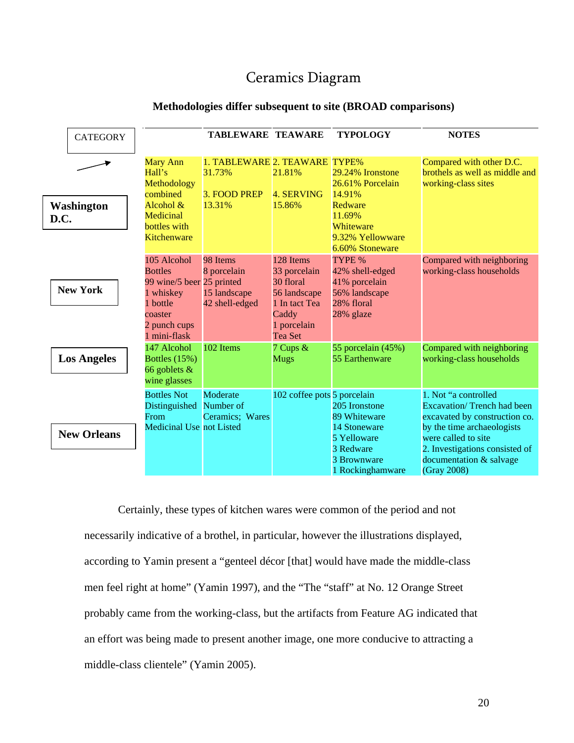# Ceramics Diagram

**Methodologies differ subsequent to site (BROAD comparisons)**

| CATEGORY | | TABLEWARE | TEAWARE | TYPOLOGY | NOTES |
|---|---|---|---|---|---|
| **Washington D.C.** | Mary Ann Hall's Methodology combined Alcohol & Medicinal bottles with Kitchenware | 1. TABLEWARE 31.73%<br><br>3. FOOD PREP 13.31% | 2. TEAWARE 21.81%<br><br>4. SERVING 15.86% | TYPE%<br>29.24% Ironstone<br>26.61% Porcelain<br>14.91% Redware<br>11.69% Whiteware<br>9.32% Yellowware<br>6.60% Stoneware | Compared with other D.C. brothels as well as middle and working-class sites |
| **New York** | 105 Alcohol Bottles<br>99 wine/5 beer<br>1 whiskey<br>1 bottle coaster<br>2 punch cups<br>1 mini-flask | 98 Items<br>8 porcelain<br>25 printed<br>15 landscape<br>42 shell-edged | 128 Items<br>33 porcelain<br>30 floral<br>56 landscape<br>1 In tact Tea Caddy<br>1 porcelain Tea Set | TYPE %<br>42% shell-edged<br>41% porcelain<br>56% landscape<br>28% floral<br>28% glaze | Compared with neighboring working-class households |
| **Los Angeles** | 147 Alcohol Bottles (15%)<br>66 goblets & wine glasses | 102 Items | 7 Cups & Mugs | 55 porcelain (45%)<br>55 Earthenware | Compared with neighboring working-class households |
| **New Orleans** | Bottles Not Distinguished From Medicinal Use | Moderate Number of Ceramics; Wares not Listed | 102 coffee pots | 5 porcelain<br>205 Ironstone<br>89 Whiteware<br>14 Stoneware<br>5 Yelloware<br>3 Redware<br>3 Brownware<br>1 Rockinghamware | 1. Not "a controlled Excavation/ Trench had been excavated by construction co. by the time archaeologists were called to site<br>2. Investigations consisted of documentation & salvage (Gray 2008) |

Certainly, these types of kitchen wares were common of the period and not necessarily indicative of a brothel, in particular, however the illustrations displayed, according to Yamin present a "genteel décor [that] would have made the middle-class men feel right at home" (Yamin 1997), and the "The "staff" at No. 12 Orange Street probably came from the working-class, but the artifacts from Feature AG indicated that an effort was being made to present another image, one more conducive to attracting a middle-class clientele" (Yamin 2005).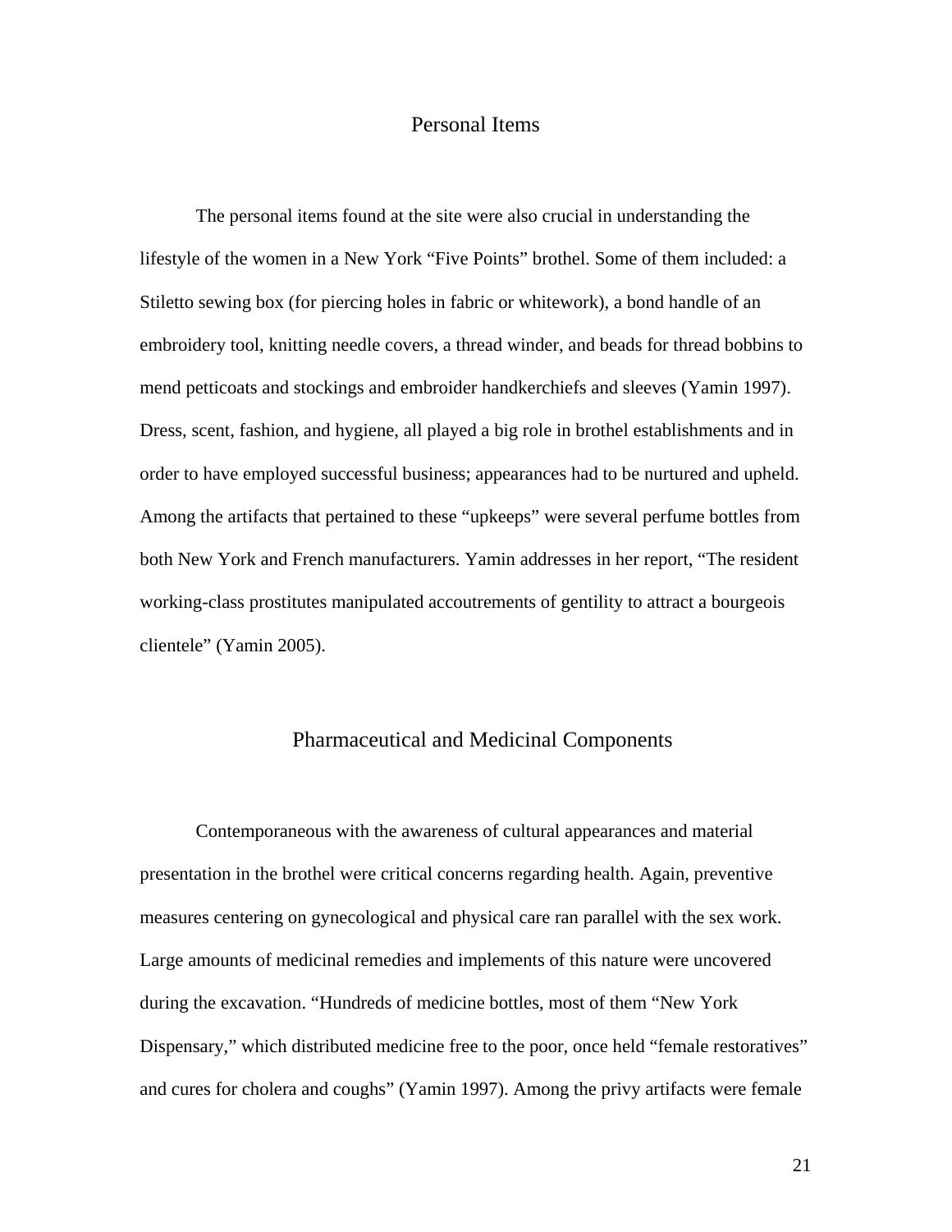## Personal Items

The personal items found at the site were also crucial in understanding the lifestyle of the women in a New York "Five Points" brothel. Some of them included: a Stiletto sewing box (for piercing holes in fabric or whitework), a bond handle of an embroidery tool, knitting needle covers, a thread winder, and beads for thread bobbins to mend petticoats and stockings and embroider handkerchiefs and sleeves (Yamin 1997). Dress, scent, fashion, and hygiene, all played a big role in brothel establishments and in order to have employed successful business; appearances had to be nurtured and upheld. Among the artifacts that pertained to these "upkeeps" were several perfume bottles from both New York and French manufacturers. Yamin addresses in her report, "The resident working-class prostitutes manipulated accoutrements of gentility to attract a bourgeois clientele" (Yamin 2005).

## Pharmaceutical and Medicinal Components

Contemporaneous with the awareness of cultural appearances and material presentation in the brothel were critical concerns regarding health. Again, preventive measures centering on gynecological and physical care ran parallel with the sex work. Large amounts of medicinal remedies and implements of this nature were uncovered during the excavation. "Hundreds of medicine bottles, most of them "New York Dispensary," which distributed medicine free to the poor, once held "female restoratives" and cures for cholera and coughs" (Yamin 1997). Among the privy artifacts were female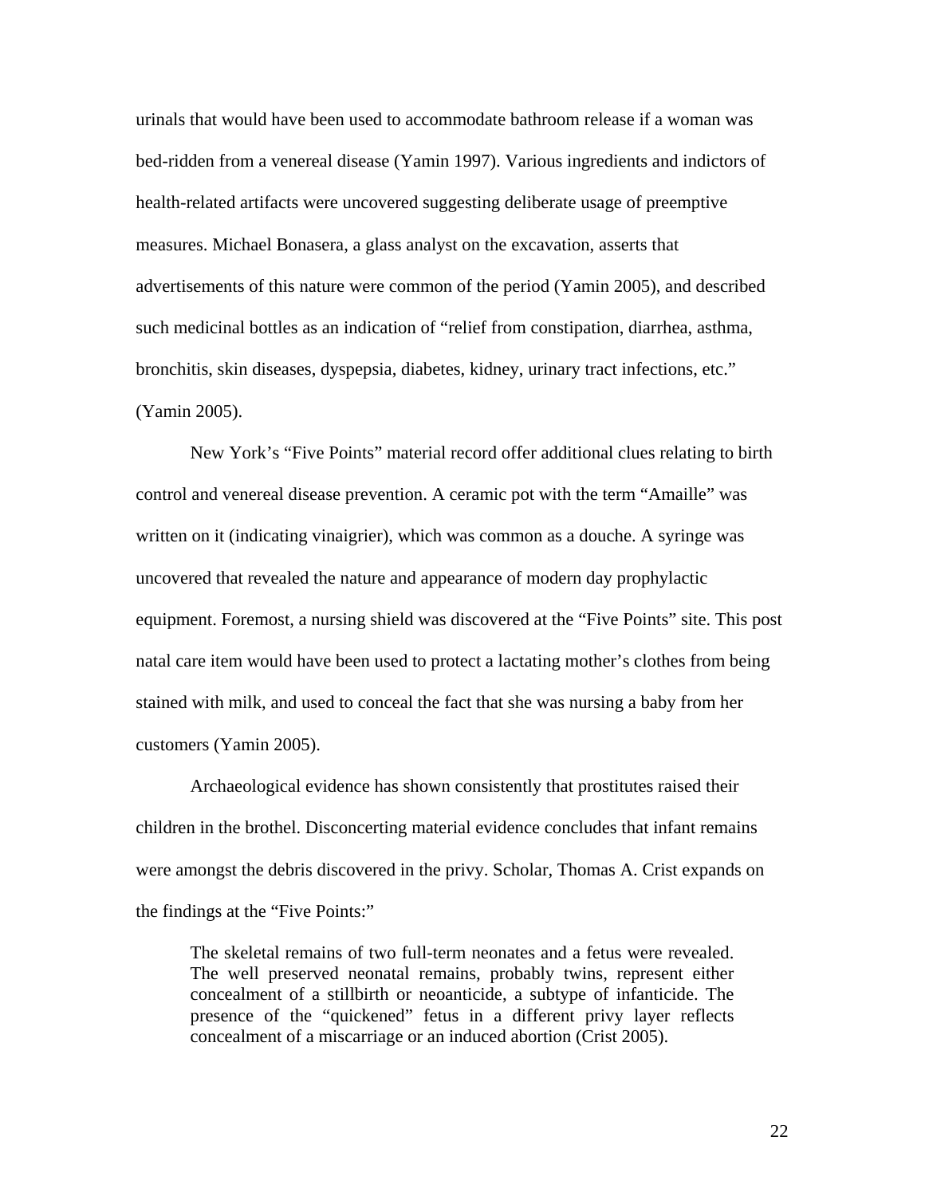urinals that would have been used to accommodate bathroom release if a woman was bed-ridden from a venereal disease (Yamin 1997). Various ingredients and indictors of health-related artifacts were uncovered suggesting deliberate usage of preemptive measures. Michael Bonasera, a glass analyst on the excavation, asserts that advertisements of this nature were common of the period (Yamin 2005), and described such medicinal bottles as an indication of "relief from constipation, diarrhea, asthma, bronchitis, skin diseases, dyspepsia, diabetes, kidney, urinary tract infections, etc." (Yamin 2005).

New York's "Five Points" material record offer additional clues relating to birth control and venereal disease prevention. A ceramic pot with the term "Amaille" was written on it (indicating vinaigrier), which was common as a douche. A syringe was uncovered that revealed the nature and appearance of modern day prophylactic equipment. Foremost, a nursing shield was discovered at the "Five Points" site. This post natal care item would have been used to protect a lactating mother's clothes from being stained with milk, and used to conceal the fact that she was nursing a baby from her customers (Yamin 2005).

Archaeological evidence has shown consistently that prostitutes raised their children in the brothel. Disconcerting material evidence concludes that infant remains were amongst the debris discovered in the privy. Scholar, Thomas A. Crist expands on the findings at the "Five Points:"

> The skeletal remains of two full-term neonates and a fetus were revealed. The well preserved neonatal remains, probably twins, represent either concealment of a stillbirth or neoanticide, a subtype of infanticide. The presence of the "quickened" fetus in a different privy layer reflects concealment of a miscarriage or an induced abortion (Crist 2005).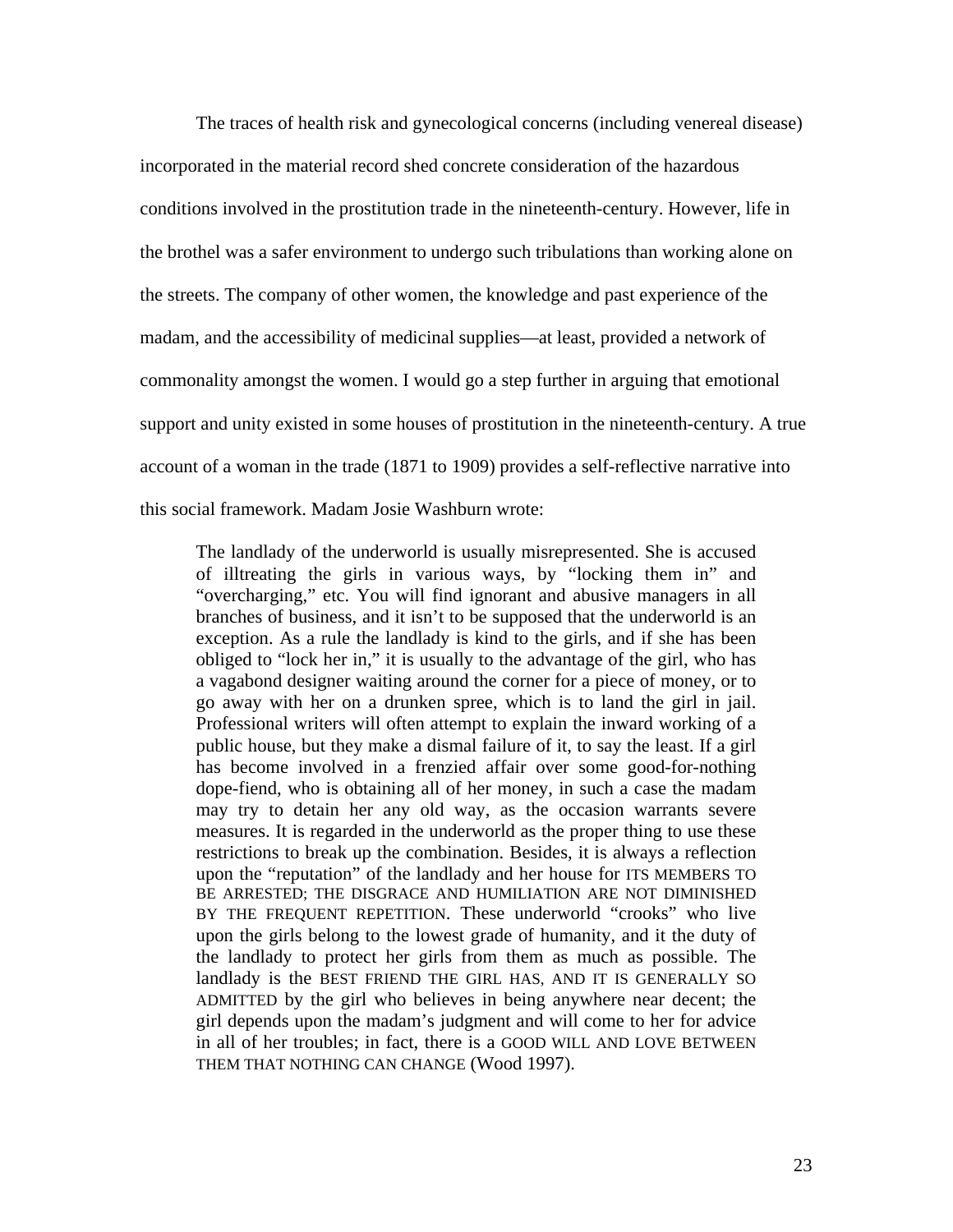The traces of health risk and gynecological concerns (including venereal disease) incorporated in the material record shed concrete consideration of the hazardous conditions involved in the prostitution trade in the nineteenth-century. However, life in the brothel was a safer environment to undergo such tribulations than working alone on the streets. The company of other women, the knowledge and past experience of the madam, and the accessibility of medicinal supplies—at least, provided a network of commonality amongst the women. I would go a step further in arguing that emotional support and unity existed in some houses of prostitution in the nineteenth-century. A true account of a woman in the trade (1871 to 1909) provides a self-reflective narrative into this social framework. Madam Josie Washburn wrote:

> The landlady of the underworld is usually misrepresented. She is accused of illtreating the girls in various ways, by "locking them in" and "overcharging," etc. You will find ignorant and abusive managers in all branches of business, and it isn't to be supposed that the underworld is an exception. As a rule the landlady is kind to the girls, and if she has been obliged to "lock her in," it is usually to the advantage of the girl, who has a vagabond designer waiting around the corner for a piece of money, or to go away with her on a drunken spree, which is to land the girl in jail. Professional writers will often attempt to explain the inward working of a public house, but they make a dismal failure of it, to say the least. If a girl has become involved in a frenzied affair over some good-for-nothing dope-fiend, who is obtaining all of her money, in such a case the madam may try to detain her any old way, as the occasion warrants severe measures. It is regarded in the underworld as the proper thing to use these restrictions to break up the combination. Besides, it is always a reflection upon the "reputation" of the landlady and her house for ITS MEMBERS TO BE ARRESTED; THE DISGRACE AND HUMILIATION ARE NOT DIMINISHED BY THE FREQUENT REPETITION. These underworld "crooks" who live upon the girls belong to the lowest grade of humanity, and it the duty of the landlady to protect her girls from them as much as possible. The landlady is the BEST FRIEND THE GIRL HAS, AND IT IS GENERALLY SO ADMITTED by the girl who believes in being anywhere near decent; the girl depends upon the madam's judgment and will come to her for advice in all of her troubles; in fact, there is a GOOD WILL AND LOVE BETWEEN THEM THAT NOTHING CAN CHANGE (Wood 1997).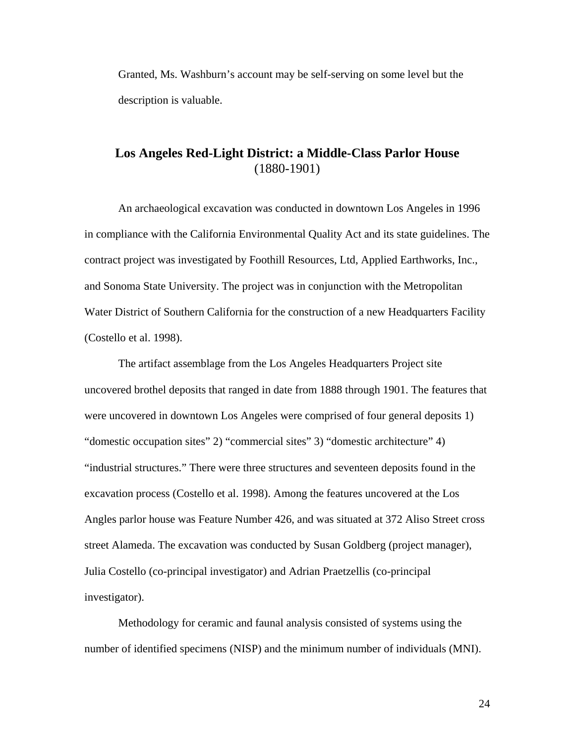Granted, Ms. Washburn's account may be self-serving on some level but the description is valuable.

## Los Angeles Red-Light District: a Middle-Class Parlor House
(1880-1901)

An archaeological excavation was conducted in downtown Los Angeles in 1996 in compliance with the California Environmental Quality Act and its state guidelines. The contract project was investigated by Foothill Resources, Ltd, Applied Earthworks, Inc., and Sonoma State University. The project was in conjunction with the Metropolitan Water District of Southern California for the construction of a new Headquarters Facility (Costello et al. 1998).

The artifact assemblage from the Los Angeles Headquarters Project site uncovered brothel deposits that ranged in date from 1888 through 1901. The features that were uncovered in downtown Los Angeles were comprised of four general deposits 1) "domestic occupation sites" 2) "commercial sites" 3) "domestic architecture" 4) "industrial structures." There were three structures and seventeen deposits found in the excavation process (Costello et al. 1998). Among the features uncovered at the Los Angles parlor house was Feature Number 426, and was situated at 372 Aliso Street cross street Alameda. The excavation was conducted by Susan Goldberg (project manager), Julia Costello (co-principal investigator) and Adrian Praetzellis (co-principal investigator).

Methodology for ceramic and faunal analysis consisted of systems using the number of identified specimens (NISP) and the minimum number of individuals (MNI).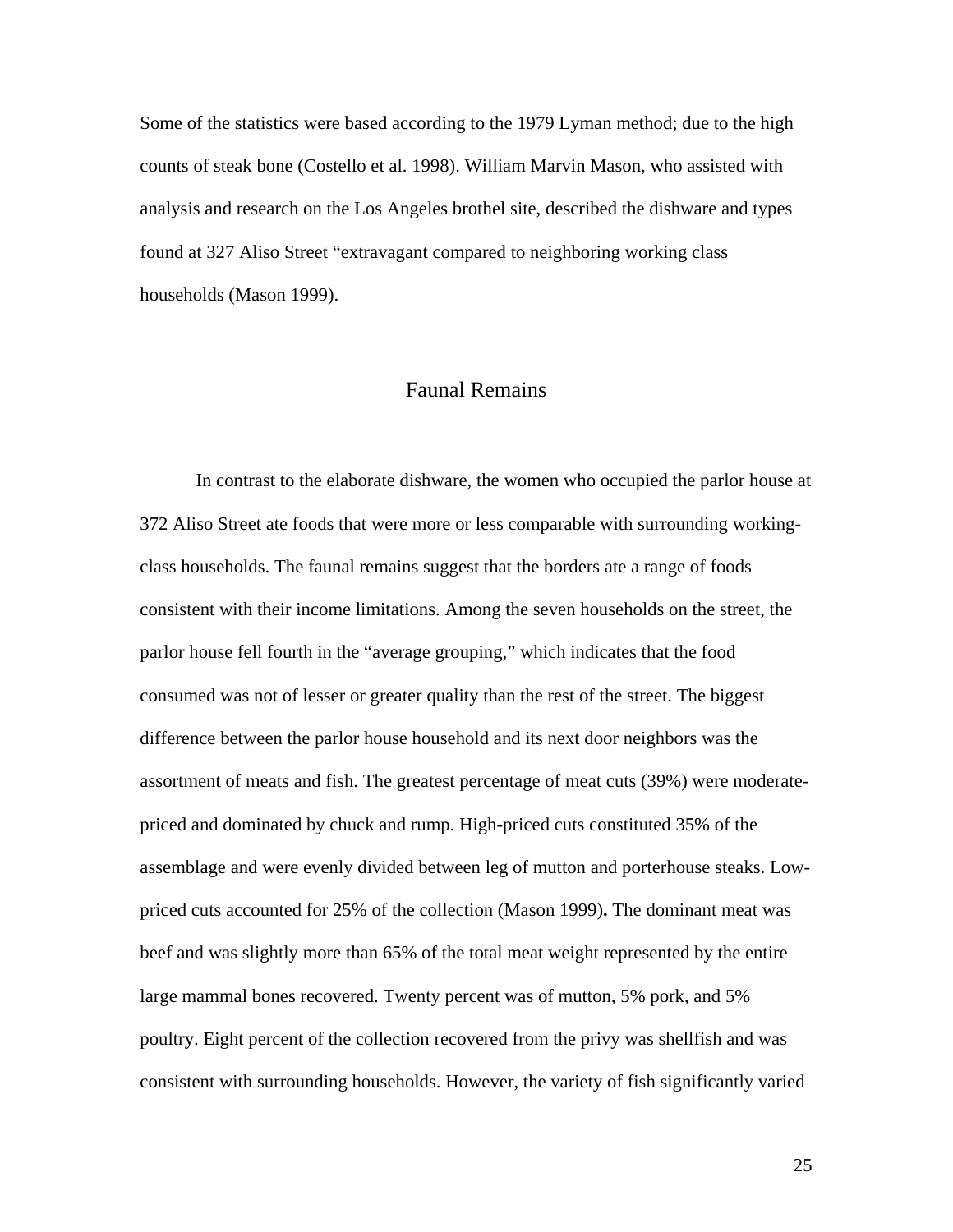Some of the statistics were based according to the 1979 Lyman method; due to the high counts of steak bone (Costello et al. 1998). William Marvin Mason, who assisted with analysis and research on the Los Angeles brothel site, described the dishware and types found at 327 Aliso Street "extravagant compared to neighboring working class households (Mason 1999).

## Faunal Remains

In contrast to the elaborate dishware, the women who occupied the parlor house at 372 Aliso Street ate foods that were more or less comparable with surrounding working-class households. The faunal remains suggest that the borders ate a range of foods consistent with their income limitations. Among the seven households on the street, the parlor house fell fourth in the "average grouping," which indicates that the food consumed was not of lesser or greater quality than the rest of the street. The biggest difference between the parlor house household and its next door neighbors was the assortment of meats and fish. The greatest percentage of meat cuts (39%) were moderate-priced and dominated by chuck and rump. High-priced cuts constituted 35% of the assemblage and were evenly divided between leg of mutton and porterhouse steaks. Low-priced cuts accounted for 25% of the collection (Mason 1999)**.** The dominant meat was beef and was slightly more than 65% of the total meat weight represented by the entire large mammal bones recovered. Twenty percent was of mutton, 5% pork, and 5% poultry. Eight percent of the collection recovered from the privy was shellfish and was consistent with surrounding households. However, the variety of fish significantly varied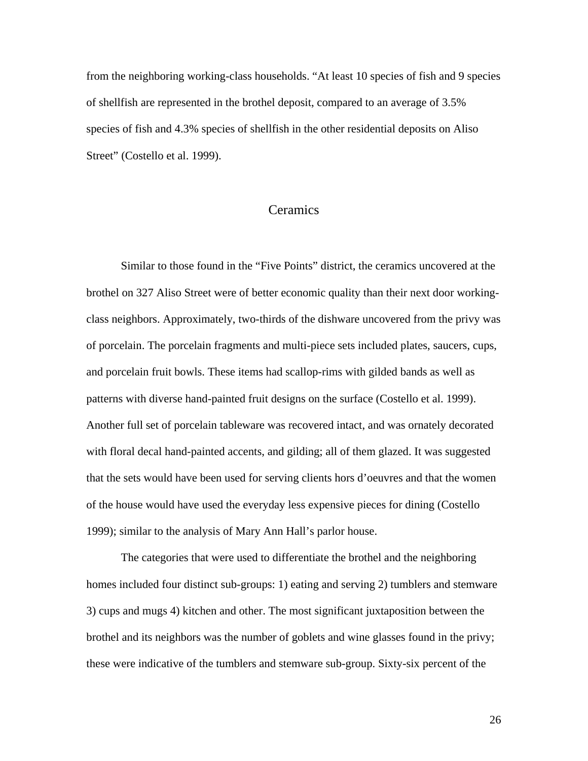from the neighboring working-class households. "At least 10 species of fish and 9 species of shellfish are represented in the brothel deposit, compared to an average of 3.5% species of fish and 4.3% species of shellfish in the other residential deposits on Aliso Street" (Costello et al. 1999).

## Ceramics

Similar to those found in the "Five Points" district, the ceramics uncovered at the brothel on 327 Aliso Street were of better economic quality than their next door working-class neighbors. Approximately, two-thirds of the dishware uncovered from the privy was of porcelain. The porcelain fragments and multi-piece sets included plates, saucers, cups, and porcelain fruit bowls. These items had scallop-rims with gilded bands as well as patterns with diverse hand-painted fruit designs on the surface (Costello et al. 1999). Another full set of porcelain tableware was recovered intact, and was ornately decorated with floral decal hand-painted accents, and gilding; all of them glazed. It was suggested that the sets would have been used for serving clients hors d'oeuvres and that the women of the house would have used the everyday less expensive pieces for dining (Costello 1999); similar to the analysis of Mary Ann Hall's parlor house.

The categories that were used to differentiate the brothel and the neighboring homes included four distinct sub-groups: 1) eating and serving 2) tumblers and stemware 3) cups and mugs 4) kitchen and other. The most significant juxtaposition between the brothel and its neighbors was the number of goblets and wine glasses found in the privy; these were indicative of the tumblers and stemware sub-group. Sixty-six percent of the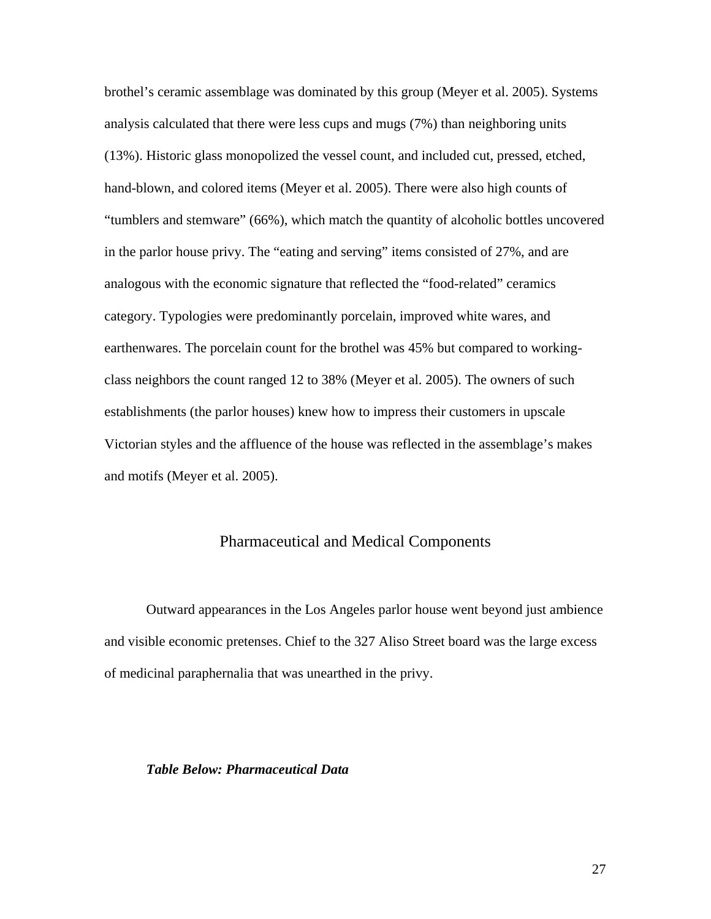brothel's ceramic assemblage was dominated by this group (Meyer et al. 2005). Systems analysis calculated that there were less cups and mugs (7%) than neighboring units (13%). Historic glass monopolized the vessel count, and included cut, pressed, etched, hand-blown, and colored items (Meyer et al. 2005). There were also high counts of "tumblers and stemware" (66%), which match the quantity of alcoholic bottles uncovered in the parlor house privy. The "eating and serving" items consisted of 27%, and are analogous with the economic signature that reflected the "food-related" ceramics category. Typologies were predominantly porcelain, improved white wares, and earthenwares. The porcelain count for the brothel was 45% but compared to working-class neighbors the count ranged 12 to 38% (Meyer et al. 2005). The owners of such establishments (the parlor houses) knew how to impress their customers in upscale Victorian styles and the affluence of the house was reflected in the assemblage's makes and motifs (Meyer et al. 2005).

## Pharmaceutical and Medical Components

Outward appearances in the Los Angeles parlor house went beyond just ambience and visible economic pretenses. Chief to the 327 Aliso Street board was the large excess of medicinal paraphernalia that was unearthed in the privy.

***Table Below: Pharmaceutical Data***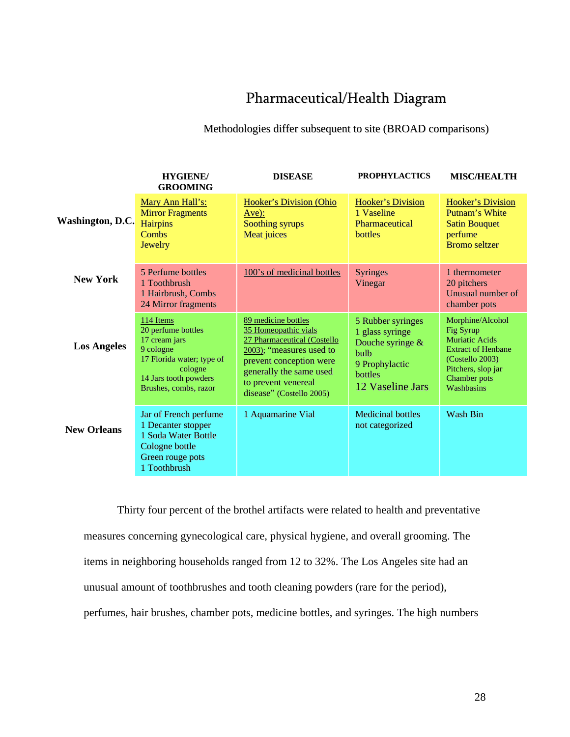# Pharmaceutical/Health Diagram

Methodologies differ subsequent to site (BROAD comparisons)

| | HYGIENE/ GROOMING | DISEASE | PROPHYLACTICS | MISC/HEALTH |
|---|---|---|---|---|
| **Washington, D.C.** | Mary Ann Hall's:<br>Mirror Fragments<br>Hairpins<br>Combs<br>Jewelry | Hooker's Division (Ohio Ave):<br>Soothing syrups<br>Meat juices | Hooker's Division<br>1 Vaseline<br>Pharmaceutical bottles | Hooker's Division<br>Putnam's White Satin Bouquet perfume<br>Bromo seltzer |
| **New York** | 5 Perfume bottles<br>1 Toothbrush<br>1 Hairbrush, Combs<br>24 Mirror fragments | 100's of medicinal bottles | Syringes<br>Vinegar | 1 thermometer<br>20 pitchers<br>Unusual number of chamber pots |
| **Los Angeles** | 114 Items<br>20 perfume bottles<br>17 cream jars<br>9 cologne<br>17 Florida water; type of cologne<br>14 Jars tooth powders<br>Brushes, combs, razor | 89 medicine bottles<br>35 Homeopathic vials<br>27 Pharmaceutical (Costello 2003); "measures used to prevent conception were generally the same used to prevent venereal disease" (Costello 2005) | 5 Rubber syringes<br>1 glass syringe<br>Douche syringe & bulb<br>9 Prophylactic bottles<br>12 Vaseline Jars | Morphine/Alcohol<br>Fig Syrup<br>Muriatic Acids<br>Extract of Henbane (Costello 2003)<br>Pitchers, slop jar<br>Chamber pots<br>Washbasins |
| **New Orleans** | Jar of French perfume<br>1 Decanter stopper<br>1 Soda Water Bottle<br>Cologne bottle<br>Green rouge pots<br>1 Toothbrush | 1 Aquamarine Vial | Medicinal bottles not categorized | Wash Bin |

Thirty four percent of the brothel artifacts were related to health and preventative measures concerning gynecological care, physical hygiene, and overall grooming. The items in neighboring households ranged from 12 to 32%. The Los Angeles site had an unusual amount of toothbrushes and tooth cleaning powders (rare for the period), perfumes, hair brushes, chamber pots, medicine bottles, and syringes. The high numbers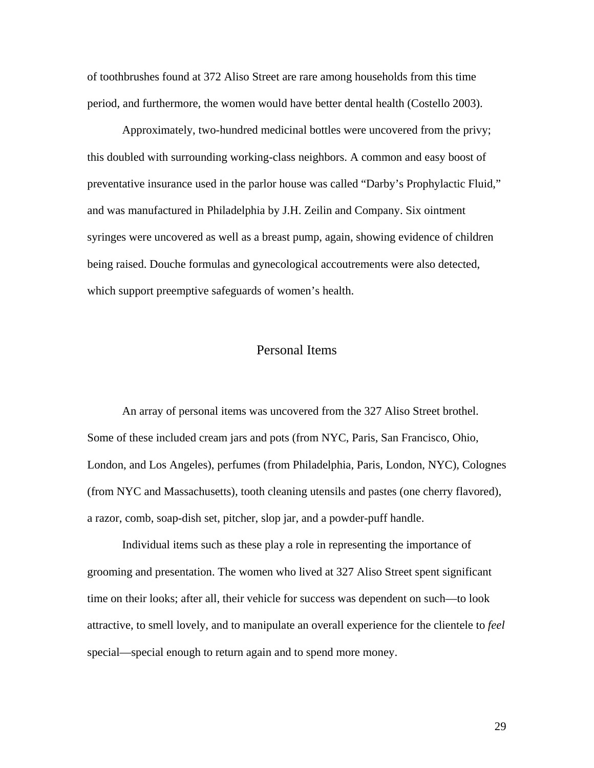of toothbrushes found at 372 Aliso Street are rare among households from this time period, and furthermore, the women would have better dental health (Costello 2003).

Approximately, two-hundred medicinal bottles were uncovered from the privy; this doubled with surrounding working-class neighbors. A common and easy boost of preventative insurance used in the parlor house was called "Darby's Prophylactic Fluid," and was manufactured in Philadelphia by J.H. Zeilin and Company. Six ointment syringes were uncovered as well as a breast pump, again, showing evidence of children being raised. Douche formulas and gynecological accoutrements were also detected, which support preemptive safeguards of women's health.

## Personal Items

An array of personal items was uncovered from the 327 Aliso Street brothel. Some of these included cream jars and pots (from NYC, Paris, San Francisco, Ohio, London, and Los Angeles), perfumes (from Philadelphia, Paris, London, NYC), Colognes (from NYC and Massachusetts), tooth cleaning utensils and pastes (one cherry flavored), a razor, comb, soap-dish set, pitcher, slop jar, and a powder-puff handle.

Individual items such as these play a role in representing the importance of grooming and presentation. The women who lived at 327 Aliso Street spent significant time on their looks; after all, their vehicle for success was dependent on such—to look attractive, to smell lovely, and to manipulate an overall experience for the clientele to *feel* special—special enough to return again and to spend more money.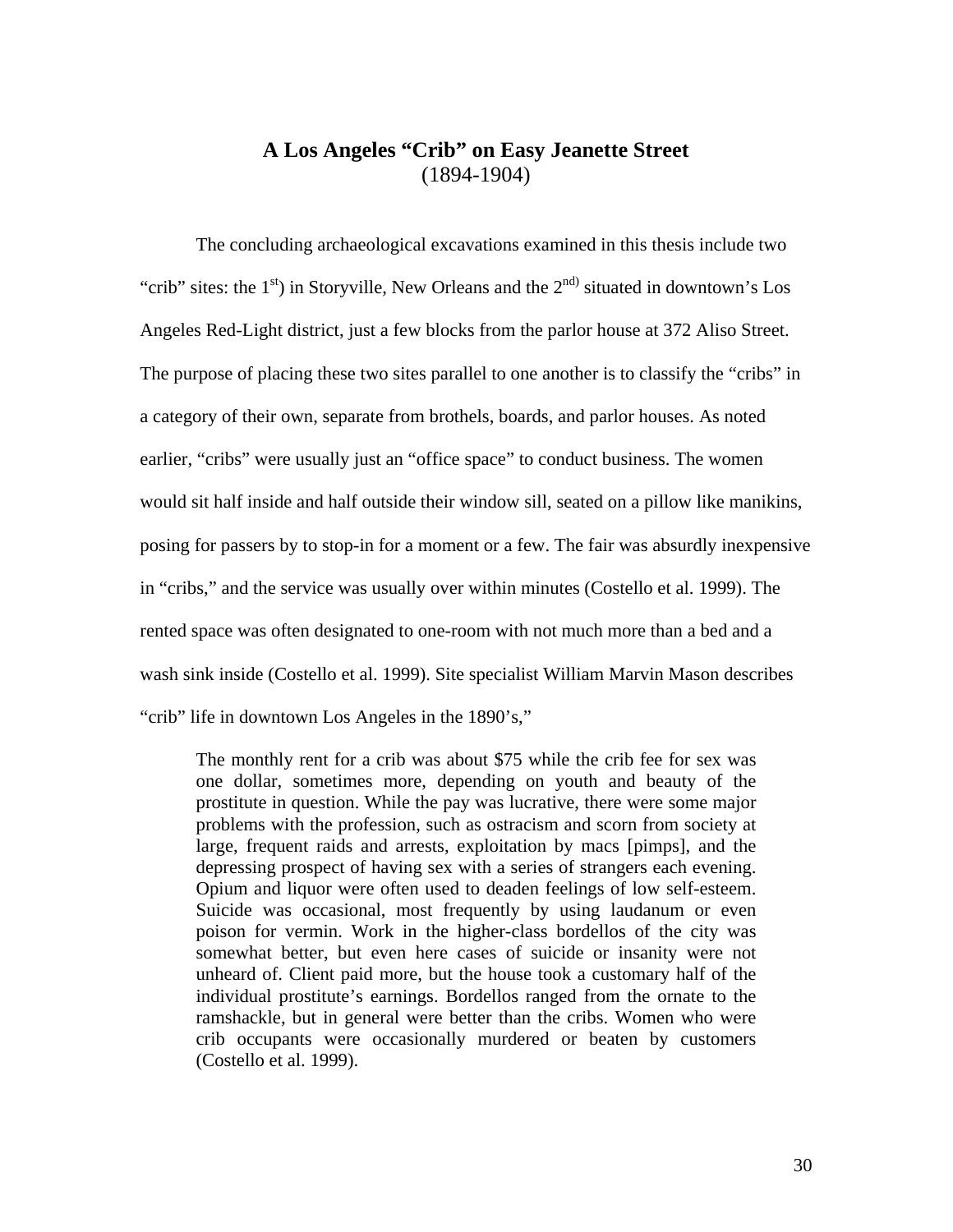# A Los Angeles "Crib" on Easy Jeanette Street
(1894-1904)

The concluding archaeological excavations examined in this thesis include two "crib" sites: the 1st) in Storyville, New Orleans and the 2nd) situated in downtown's Los Angeles Red-Light district, just a few blocks from the parlor house at 372 Aliso Street. The purpose of placing these two sites parallel to one another is to classify the "cribs" in a category of their own, separate from brothels, boards, and parlor houses. As noted earlier, "cribs" were usually just an "office space" to conduct business. The women would sit half inside and half outside their window sill, seated on a pillow like manikins, posing for passers by to stop-in for a moment or a few. The fair was absurdly inexpensive in "cribs," and the service was usually over within minutes (Costello et al. 1999). The rented space was often designated to one-room with not much more than a bed and a wash sink inside (Costello et al. 1999). Site specialist William Marvin Mason describes "crib" life in downtown Los Angeles in the 1890's,"

> The monthly rent for a crib was about $75 while the crib fee for sex was one dollar, sometimes more, depending on youth and beauty of the prostitute in question. While the pay was lucrative, there were some major problems with the profession, such as ostracism and scorn from society at large, frequent raids and arrests, exploitation by macs [pimps], and the depressing prospect of having sex with a series of strangers each evening. Opium and liquor were often used to deaden feelings of low self-esteem. Suicide was occasional, most frequently by using laudanum or even poison for vermin. Work in the higher-class bordellos of the city was somewhat better, but even here cases of suicide or insanity were not unheard of. Client paid more, but the house took a customary half of the individual prostitute's earnings. Bordellos ranged from the ornate to the ramshackle, but in general were better than the cribs. Women who were crib occupants were occasionally murdered or beaten by customers (Costello et al. 1999).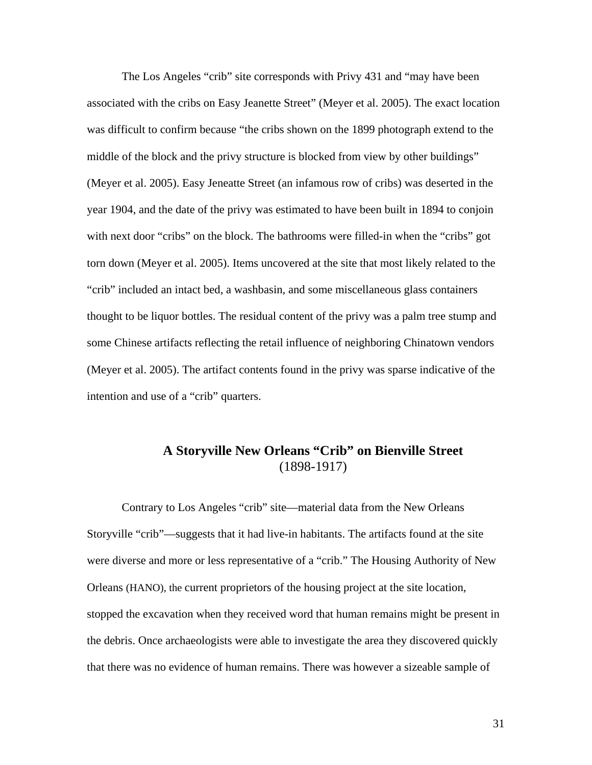The Los Angeles "crib" site corresponds with Privy 431 and "may have been associated with the cribs on Easy Jeanette Street" (Meyer et al. 2005). The exact location was difficult to confirm because "the cribs shown on the 1899 photograph extend to the middle of the block and the privy structure is blocked from view by other buildings" (Meyer et al. 2005). Easy Jeneatte Street (an infamous row of cribs) was deserted in the year 1904, and the date of the privy was estimated to have been built in 1894 to conjoin with next door "cribs" on the block. The bathrooms were filled-in when the "cribs" got torn down (Meyer et al. 2005). Items uncovered at the site that most likely related to the "crib" included an intact bed, a washbasin, and some miscellaneous glass containers thought to be liquor bottles. The residual content of the privy was a palm tree stump and some Chinese artifacts reflecting the retail influence of neighboring Chinatown vendors (Meyer et al. 2005). The artifact contents found in the privy was sparse indicative of the intention and use of a "crib" quarters.

## A Storyville New Orleans "Crib" on Bienville Street
(1898-1917)

Contrary to Los Angeles "crib" site—material data from the New Orleans Storyville "crib"—suggests that it had live-in habitants. The artifacts found at the site were diverse and more or less representative of a "crib." The Housing Authority of New Orleans (HANO), the current proprietors of the housing project at the site location, stopped the excavation when they received word that human remains might be present in the debris. Once archaeologists were able to investigate the area they discovered quickly that there was no evidence of human remains. There was however a sizeable sample of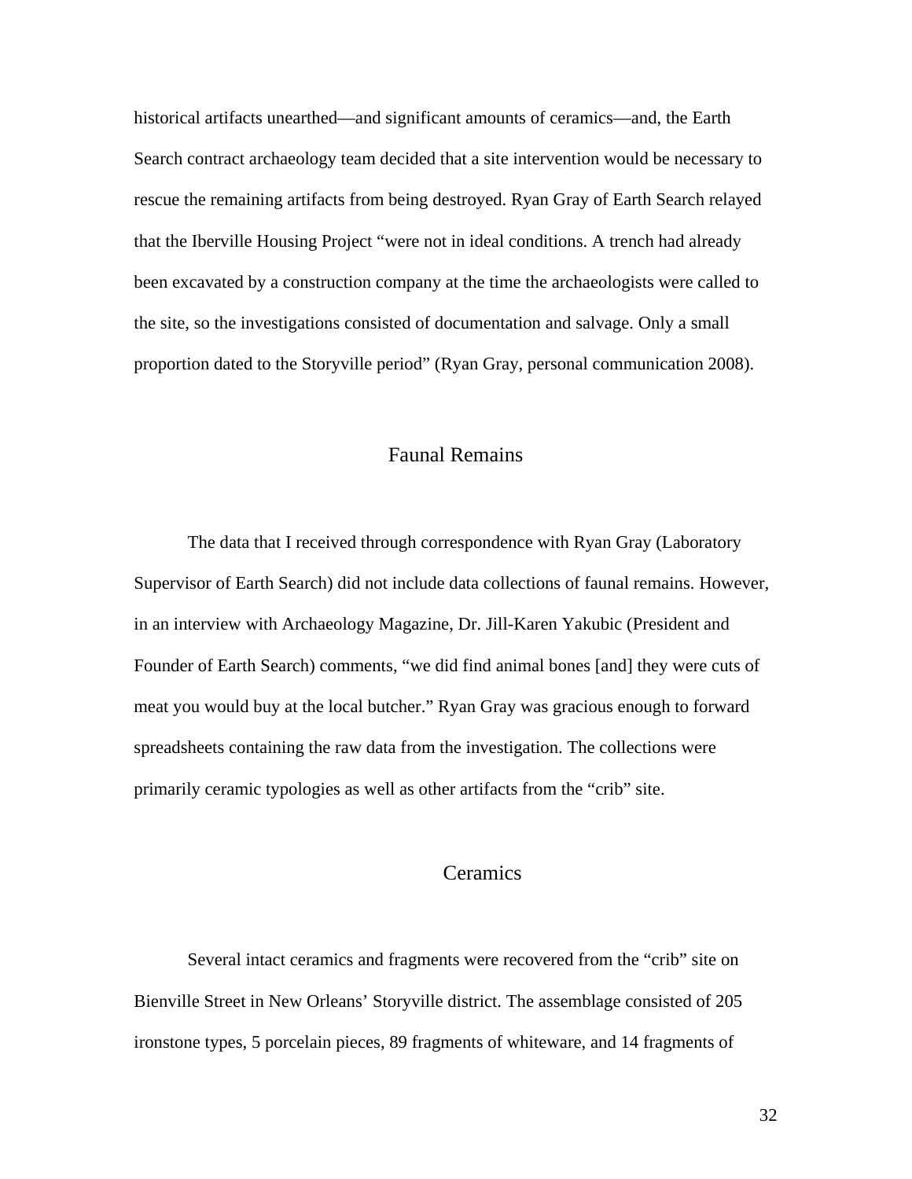historical artifacts unearthed—and significant amounts of ceramics—and, the Earth Search contract archaeology team decided that a site intervention would be necessary to rescue the remaining artifacts from being destroyed. Ryan Gray of Earth Search relayed that the Iberville Housing Project "were not in ideal conditions. A trench had already been excavated by a construction company at the time the archaeologists were called to the site, so the investigations consisted of documentation and salvage. Only a small proportion dated to the Storyville period" (Ryan Gray, personal communication 2008).

## Faunal Remains

The data that I received through correspondence with Ryan Gray (Laboratory Supervisor of Earth Search) did not include data collections of faunal remains. However, in an interview with Archaeology Magazine, Dr. Jill-Karen Yakubic (President and Founder of Earth Search) comments, "we did find animal bones [and] they were cuts of meat you would buy at the local butcher." Ryan Gray was gracious enough to forward spreadsheets containing the raw data from the investigation. The collections were primarily ceramic typologies as well as other artifacts from the "crib" site.

## Ceramics

Several intact ceramics and fragments were recovered from the "crib" site on Bienville Street in New Orleans' Storyville district. The assemblage consisted of 205 ironstone types, 5 porcelain pieces, 89 fragments of whiteware, and 14 fragments of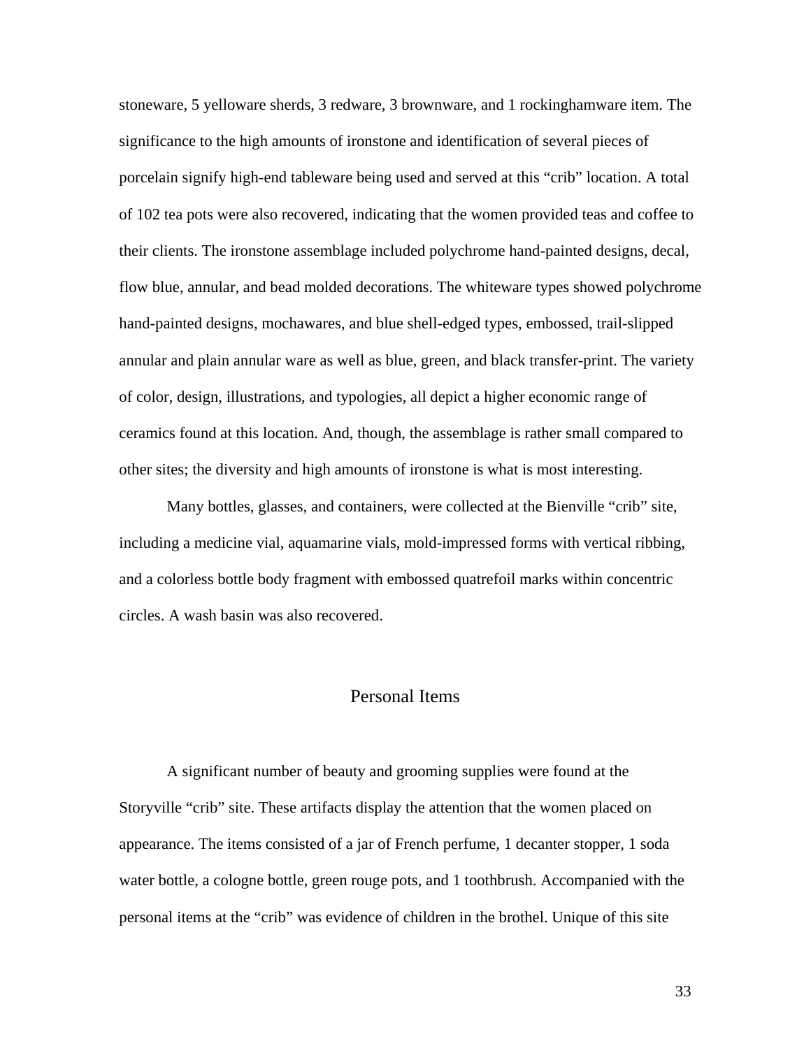stoneware, 5 yelloware sherds, 3 redware, 3 brownware, and 1 rockinghamware item. The significance to the high amounts of ironstone and identification of several pieces of porcelain signify high-end tableware being used and served at this "crib" location. A total of 102 tea pots were also recovered, indicating that the women provided teas and coffee to their clients. The ironstone assemblage included polychrome hand-painted designs, decal, flow blue, annular, and bead molded decorations. The whiteware types showed polychrome hand-painted designs, mochawares, and blue shell-edged types, embossed, trail-slipped annular and plain annular ware as well as blue, green, and black transfer-print. The variety of color, design, illustrations, and typologies, all depict a higher economic range of ceramics found at this location. And, though, the assemblage is rather small compared to other sites; the diversity and high amounts of ironstone is what is most interesting.

Many bottles, glasses, and containers, were collected at the Bienville "crib" site, including a medicine vial, aquamarine vials, mold-impressed forms with vertical ribbing, and a colorless bottle body fragment with embossed quatrefoil marks within concentric circles. A wash basin was also recovered.

## Personal Items

A significant number of beauty and grooming supplies were found at the Storyville "crib" site. These artifacts display the attention that the women placed on appearance. The items consisted of a jar of French perfume, 1 decanter stopper, 1 soda water bottle, a cologne bottle, green rouge pots, and 1 toothbrush. Accompanied with the personal items at the "crib" was evidence of children in the brothel. Unique of this site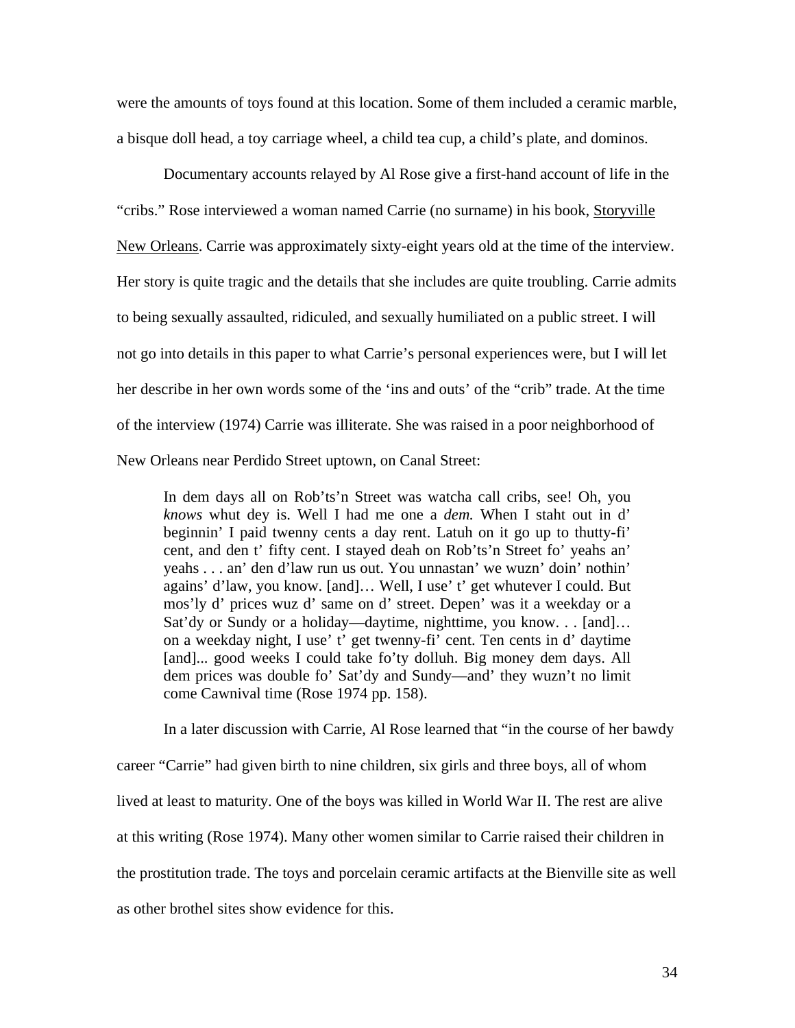were the amounts of toys found at this location. Some of them included a ceramic marble, a bisque doll head, a toy carriage wheel, a child tea cup, a child's plate, and dominos.

Documentary accounts relayed by Al Rose give a first-hand account of life in the "cribs." Rose interviewed a woman named Carrie (no surname) in his book, Storyville New Orleans. Carrie was approximately sixty-eight years old at the time of the interview. Her story is quite tragic and the details that she includes are quite troubling. Carrie admits to being sexually assaulted, ridiculed, and sexually humiliated on a public street. I will not go into details in this paper to what Carrie's personal experiences were, but I will let her describe in her own words some of the 'ins and outs' of the "crib" trade. At the time of the interview (1974) Carrie was illiterate. She was raised in a poor neighborhood of New Orleans near Perdido Street uptown, on Canal Street:

> In dem days all on Rob'ts'n Street was watcha call cribs, see! Oh, you *knows* whut dey is. Well I had me one a *dem.* When I staht out in d' beginnin' I paid twenny cents a day rent. Latuh on it go up to thutty-fi' cent, and den t' fifty cent. I stayed deah on Rob'ts'n Street fo' yeahs an' yeahs . . . an' den d'law run us out. You unnastan' we wuzn' doin' nothin' agains' d'law, you know. [and]… Well, I use' t' get whutever I could. But mos'ly d' prices wuz d' same on d' street. Depen' was it a weekday or a Sat'dy or Sundy or a holiday—daytime, nighttime, you know. . . [and]… on a weekday night, I use' t' get twenny-fi' cent. Ten cents in d' daytime [and]... good weeks I could take fo'ty dolluh. Big money dem days. All dem prices was double fo' Sat'dy and Sundy—and' they wuzn't no limit come Cawnival time (Rose 1974 pp. 158).

In a later discussion with Carrie, Al Rose learned that "in the course of her bawdy career "Carrie" had given birth to nine children, six girls and three boys, all of whom lived at least to maturity. One of the boys was killed in World War II. The rest are alive at this writing (Rose 1974). Many other women similar to Carrie raised their children in the prostitution trade. The toys and porcelain ceramic artifacts at the Bienville site as well as other brothel sites show evidence for this.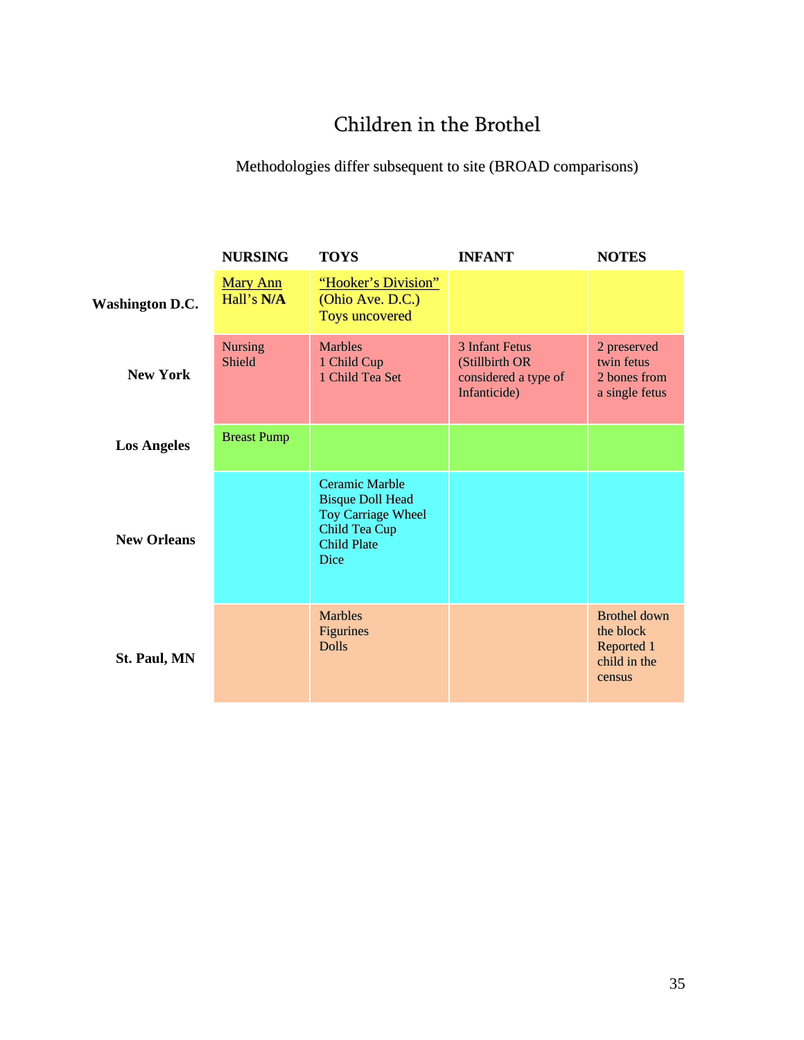# Children in the Brothel

Methodologies differ subsequent to site (BROAD comparisons)

| | **NURSING** | **TOYS** | **INFANT** | **NOTES** |
|---|---|---|---|---|
| **Washington D.C.** | Mary Ann Hall's **N/A** | "Hooker's Division" (Ohio Ave. D.C.) Toys uncovered | | |
| **New York** | Nursing Shield | Marbles<br>1 Child Cup<br>1 Child Tea Set | 3 Infant Fetus (Stillbirth OR considered a type of Infanticide) | 2 preserved twin fetus<br>2 bones from a single fetus |
| **Los Angeles** | Breast Pump | | | |
| **New Orleans** | | Ceramic Marble<br>Bisque Doll Head<br>Toy Carriage Wheel<br>Child Tea Cup<br>Child Plate<br>Dice | | |
| **St. Paul, MN** | | Marbles<br>Figurines<br>Dolls | | Brothel down the block Reported 1 child in the census |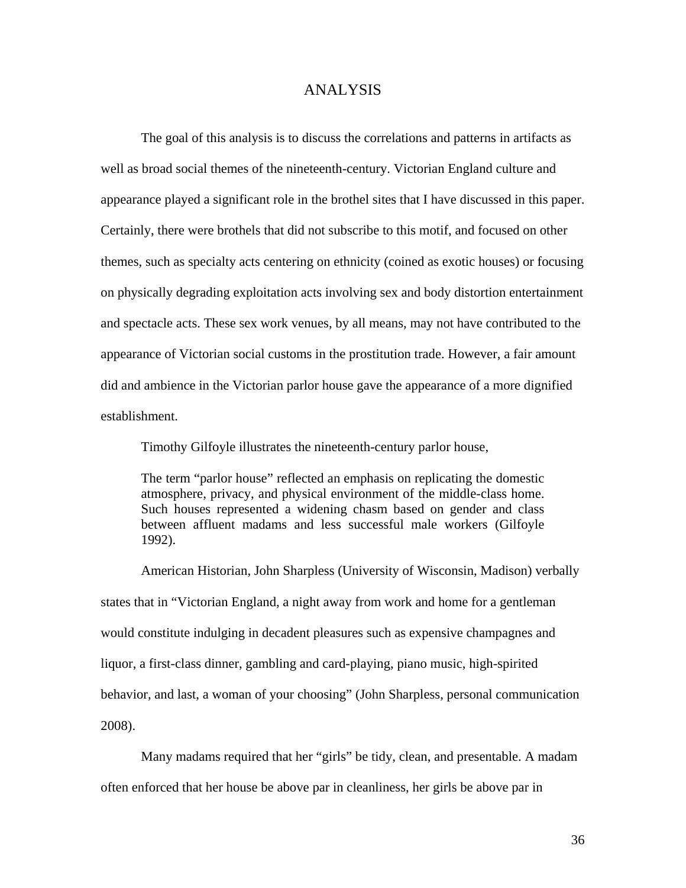# ANALYSIS

The goal of this analysis is to discuss the correlations and patterns in artifacts as well as broad social themes of the nineteenth-century. Victorian England culture and appearance played a significant role in the brothel sites that I have discussed in this paper. Certainly, there were brothels that did not subscribe to this motif, and focused on other themes, such as specialty acts centering on ethnicity (coined as exotic houses) or focusing on physically degrading exploitation acts involving sex and body distortion entertainment and spectacle acts. These sex work venues, by all means, may not have contributed to the appearance of Victorian social customs in the prostitution trade. However, a fair amount did and ambience in the Victorian parlor house gave the appearance of a more dignified establishment.

Timothy Gilfoyle illustrates the nineteenth-century parlor house,

> The term "parlor house" reflected an emphasis on replicating the domestic atmosphere, privacy, and physical environment of the middle-class home. Such houses represented a widening chasm based on gender and class between affluent madams and less successful male workers (Gilfoyle 1992).

American Historian, John Sharpless (University of Wisconsin, Madison) verbally states that in "Victorian England, a night away from work and home for a gentleman would constitute indulging in decadent pleasures such as expensive champagnes and liquor, a first-class dinner, gambling and card-playing, piano music, high-spirited behavior, and last, a woman of your choosing" (John Sharpless, personal communication 2008).

Many madams required that her "girls" be tidy, clean, and presentable. A madam often enforced that her house be above par in cleanliness, her girls be above par in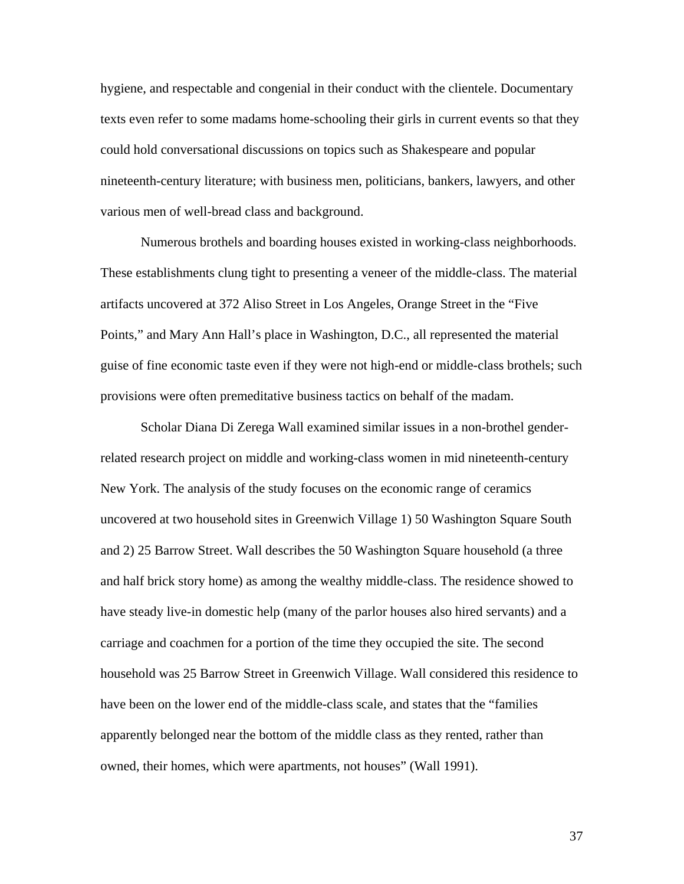hygiene, and respectable and congenial in their conduct with the clientele. Documentary texts even refer to some madams home-schooling their girls in current events so that they could hold conversational discussions on topics such as Shakespeare and popular nineteenth-century literature; with business men, politicians, bankers, lawyers, and other various men of well-bread class and background.

Numerous brothels and boarding houses existed in working-class neighborhoods. These establishments clung tight to presenting a veneer of the middle-class. The material artifacts uncovered at 372 Aliso Street in Los Angeles, Orange Street in the "Five Points," and Mary Ann Hall's place in Washington, D.C., all represented the material guise of fine economic taste even if they were not high-end or middle-class brothels; such provisions were often premeditative business tactics on behalf of the madam.

Scholar Diana Di Zerega Wall examined similar issues in a non-brothel gender-related research project on middle and working-class women in mid nineteenth-century New York. The analysis of the study focuses on the economic range of ceramics uncovered at two household sites in Greenwich Village 1) 50 Washington Square South and 2) 25 Barrow Street. Wall describes the 50 Washington Square household (a three and half brick story home) as among the wealthy middle-class. The residence showed to have steady live-in domestic help (many of the parlor houses also hired servants) and a carriage and coachmen for a portion of the time they occupied the site. The second household was 25 Barrow Street in Greenwich Village. Wall considered this residence to have been on the lower end of the middle-class scale, and states that the "families apparently belonged near the bottom of the middle class as they rented, rather than owned, their homes, which were apartments, not houses" (Wall 1991).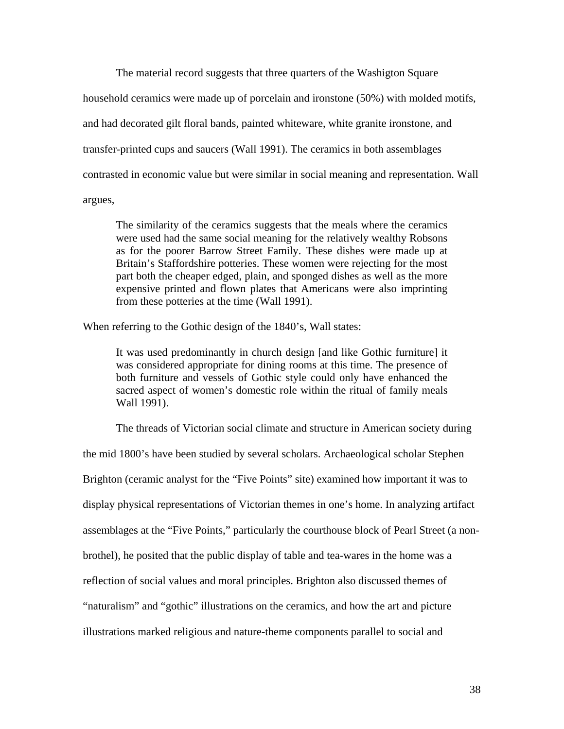The material record suggests that three quarters of the Washigton Square household ceramics were made up of porcelain and ironstone (50%) with molded motifs, and had decorated gilt floral bands, painted whiteware, white granite ironstone, and transfer-printed cups and saucers (Wall 1991). The ceramics in both assemblages contrasted in economic value but were similar in social meaning and representation. Wall argues,

> The similarity of the ceramics suggests that the meals where the ceramics were used had the same social meaning for the relatively wealthy Robsons as for the poorer Barrow Street Family. These dishes were made up at Britain's Staffordshire potteries. These women were rejecting for the most part both the cheaper edged, plain, and sponged dishes as well as the more expensive printed and flown plates that Americans were also imprinting from these potteries at the time (Wall 1991).

When referring to the Gothic design of the 1840's, Wall states:

> It was used predominantly in church design [and like Gothic furniture] it was considered appropriate for dining rooms at this time. The presence of both furniture and vessels of Gothic style could only have enhanced the sacred aspect of women's domestic role within the ritual of family meals Wall 1991).

The threads of Victorian social climate and structure in American society during the mid 1800's have been studied by several scholars. Archaeological scholar Stephen Brighton (ceramic analyst for the "Five Points" site) examined how important it was to display physical representations of Victorian themes in one's home. In analyzing artifact assemblages at the "Five Points," particularly the courthouse block of Pearl Street (a non-brothel), he posited that the public display of table and tea-wares in the home was a reflection of social values and moral principles. Brighton also discussed themes of "naturalism" and "gothic" illustrations on the ceramics, and how the art and picture illustrations marked religious and nature-theme components parallel to social and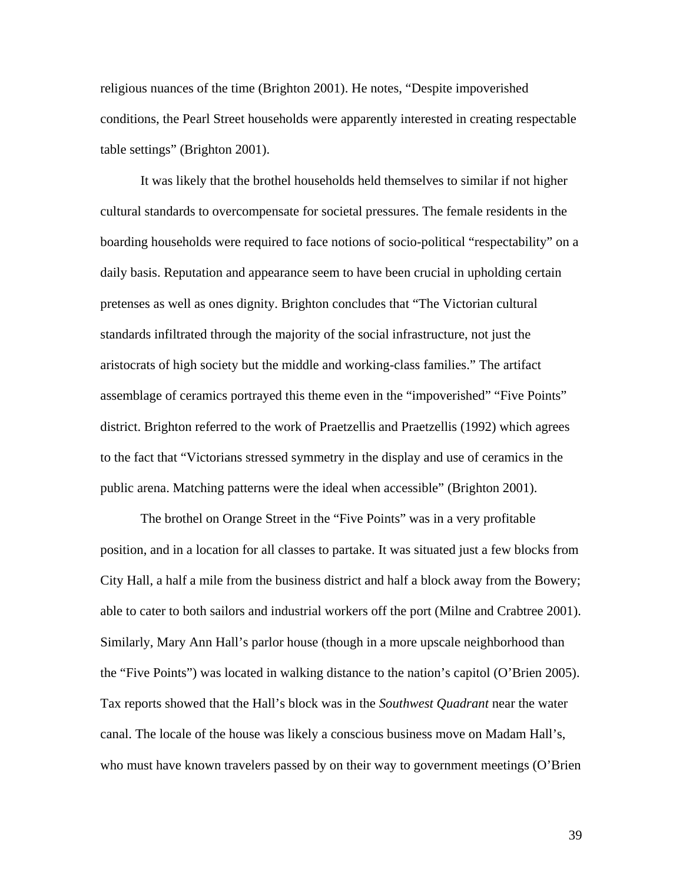religious nuances of the time (Brighton 2001). He notes, “Despite impoverished conditions, the Pearl Street households were apparently interested in creating respectable table settings” (Brighton 2001).

It was likely that the brothel households held themselves to similar if not higher cultural standards to overcompensate for societal pressures. The female residents in the boarding households were required to face notions of socio-political “respectability” on a daily basis. Reputation and appearance seem to have been crucial in upholding certain pretenses as well as ones dignity. Brighton concludes that “The Victorian cultural standards infiltrated through the majority of the social infrastructure, not just the aristocrats of high society but the middle and working-class families.” The artifact assemblage of ceramics portrayed this theme even in the “impoverished” “Five Points” district. Brighton referred to the work of Praetzellis and Praetzellis (1992) which agrees to the fact that “Victorians stressed symmetry in the display and use of ceramics in the public arena. Matching patterns were the ideal when accessible” (Brighton 2001).

The brothel on Orange Street in the “Five Points” was in a very profitable position, and in a location for all classes to partake. It was situated just a few blocks from City Hall, a half a mile from the business district and half a block away from the Bowery; able to cater to both sailors and industrial workers off the port (Milne and Crabtree 2001). Similarly, Mary Ann Hall’s parlor house (though in a more upscale neighborhood than the “Five Points”) was located in walking distance to the nation’s capitol (O’Brien 2005). Tax reports showed that the Hall’s block was in the *Southwest Quadrant* near the water canal. The locale of the house was likely a conscious business move on Madam Hall’s, who must have known travelers passed by on their way to government meetings (O’Brien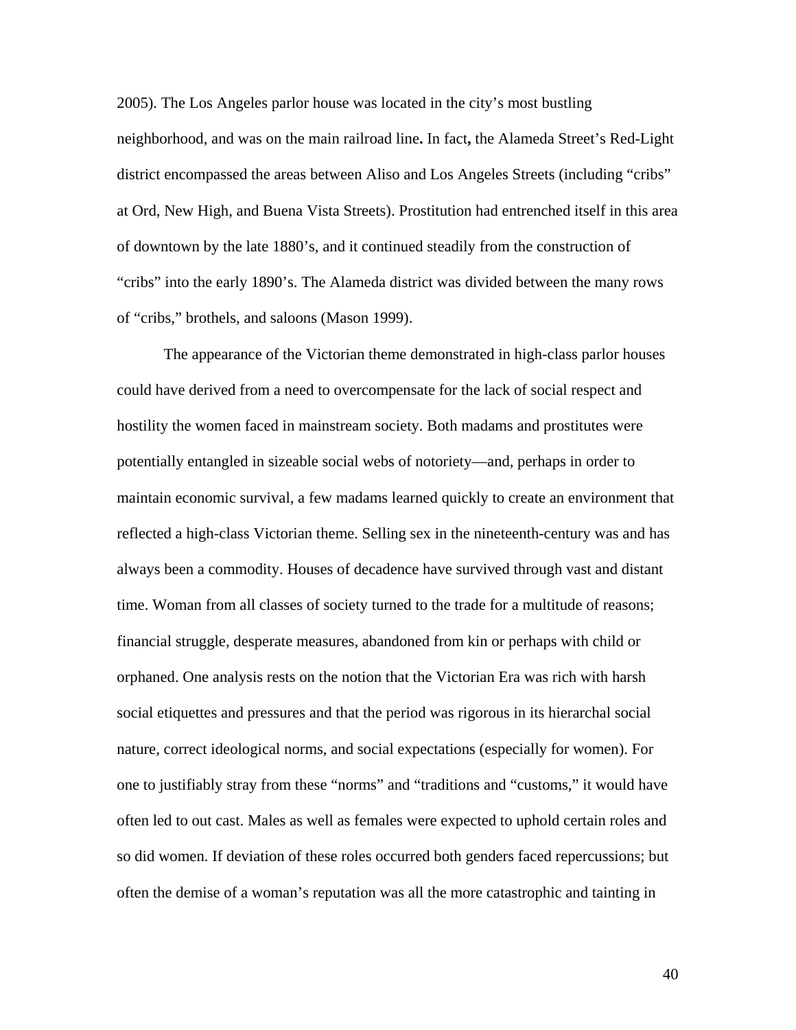2005). The Los Angeles parlor house was located in the city's most bustling neighborhood, and was on the main railroad line**.** In fact**,** the Alameda Street's Red-Light district encompassed the areas between Aliso and Los Angeles Streets (including "cribs" at Ord, New High, and Buena Vista Streets). Prostitution had entrenched itself in this area of downtown by the late 1880's, and it continued steadily from the construction of "cribs" into the early 1890's. The Alameda district was divided between the many rows of "cribs," brothels, and saloons (Mason 1999).

The appearance of the Victorian theme demonstrated in high-class parlor houses could have derived from a need to overcompensate for the lack of social respect and hostility the women faced in mainstream society. Both madams and prostitutes were potentially entangled in sizeable social webs of notoriety—and, perhaps in order to maintain economic survival, a few madams learned quickly to create an environment that reflected a high-class Victorian theme. Selling sex in the nineteenth-century was and has always been a commodity. Houses of decadence have survived through vast and distant time. Woman from all classes of society turned to the trade for a multitude of reasons; financial struggle, desperate measures, abandoned from kin or perhaps with child or orphaned. One analysis rests on the notion that the Victorian Era was rich with harsh social etiquettes and pressures and that the period was rigorous in its hierarchal social nature, correct ideological norms, and social expectations (especially for women). For one to justifiably stray from these "norms" and "traditions and "customs," it would have often led to out cast. Males as well as females were expected to uphold certain roles and so did women. If deviation of these roles occurred both genders faced repercussions; but often the demise of a woman's reputation was all the more catastrophic and tainting in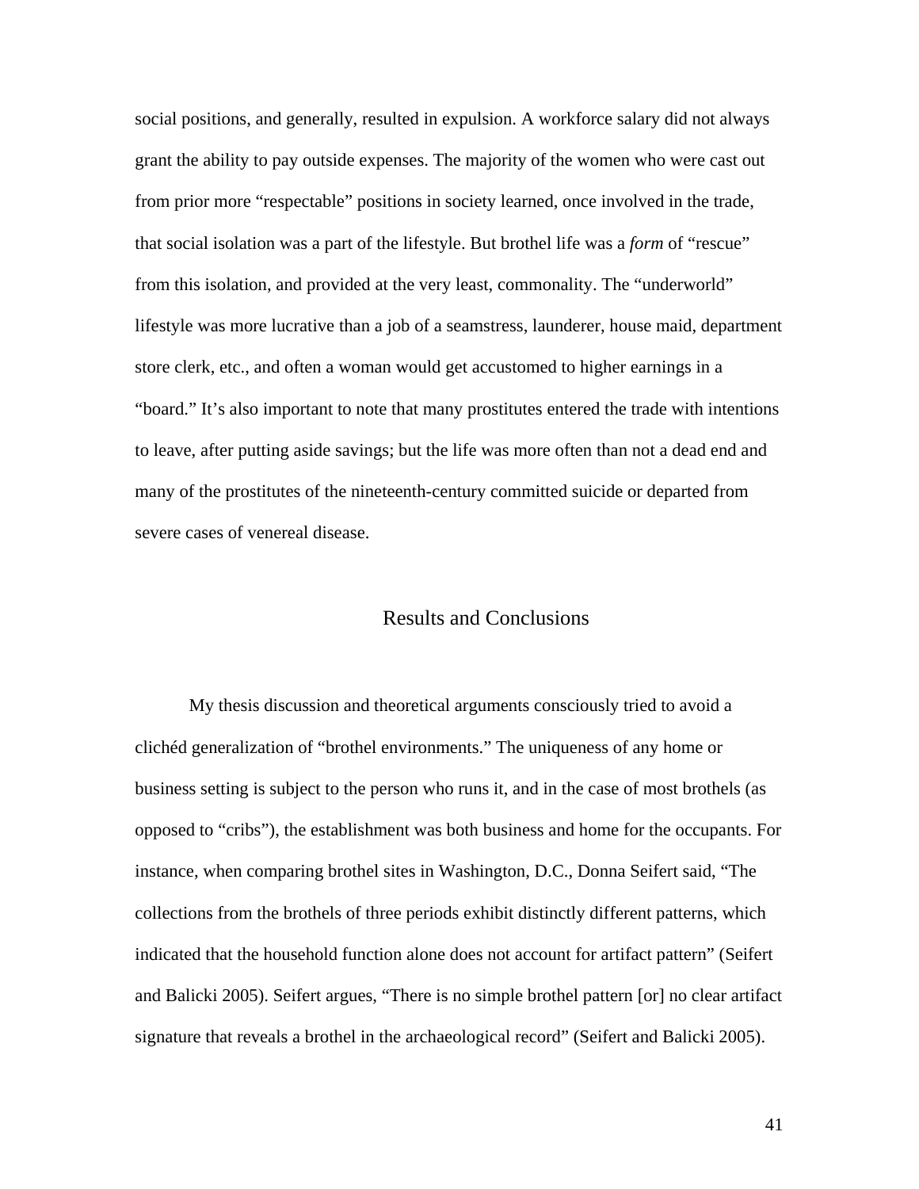social positions, and generally, resulted in expulsion. A workforce salary did not always grant the ability to pay outside expenses. The majority of the women who were cast out from prior more "respectable" positions in society learned, once involved in the trade, that social isolation was a part of the lifestyle. But brothel life was a *form* of "rescue" from this isolation, and provided at the very least, commonality. The "underworld" lifestyle was more lucrative than a job of a seamstress, launderer, house maid, department store clerk, etc., and often a woman would get accustomed to higher earnings in a "board." It's also important to note that many prostitutes entered the trade with intentions to leave, after putting aside savings; but the life was more often than not a dead end and many of the prostitutes of the nineteenth-century committed suicide or departed from severe cases of venereal disease.

## Results and Conclusions

My thesis discussion and theoretical arguments consciously tried to avoid a clichéd generalization of "brothel environments." The uniqueness of any home or business setting is subject to the person who runs it, and in the case of most brothels (as opposed to "cribs"), the establishment was both business and home for the occupants. For instance, when comparing brothel sites in Washington, D.C., Donna Seifert said, "The collections from the brothels of three periods exhibit distinctly different patterns, which indicated that the household function alone does not account for artifact pattern" (Seifert and Balicki 2005). Seifert argues, "There is no simple brothel pattern [or] no clear artifact signature that reveals a brothel in the archaeological record" (Seifert and Balicki 2005).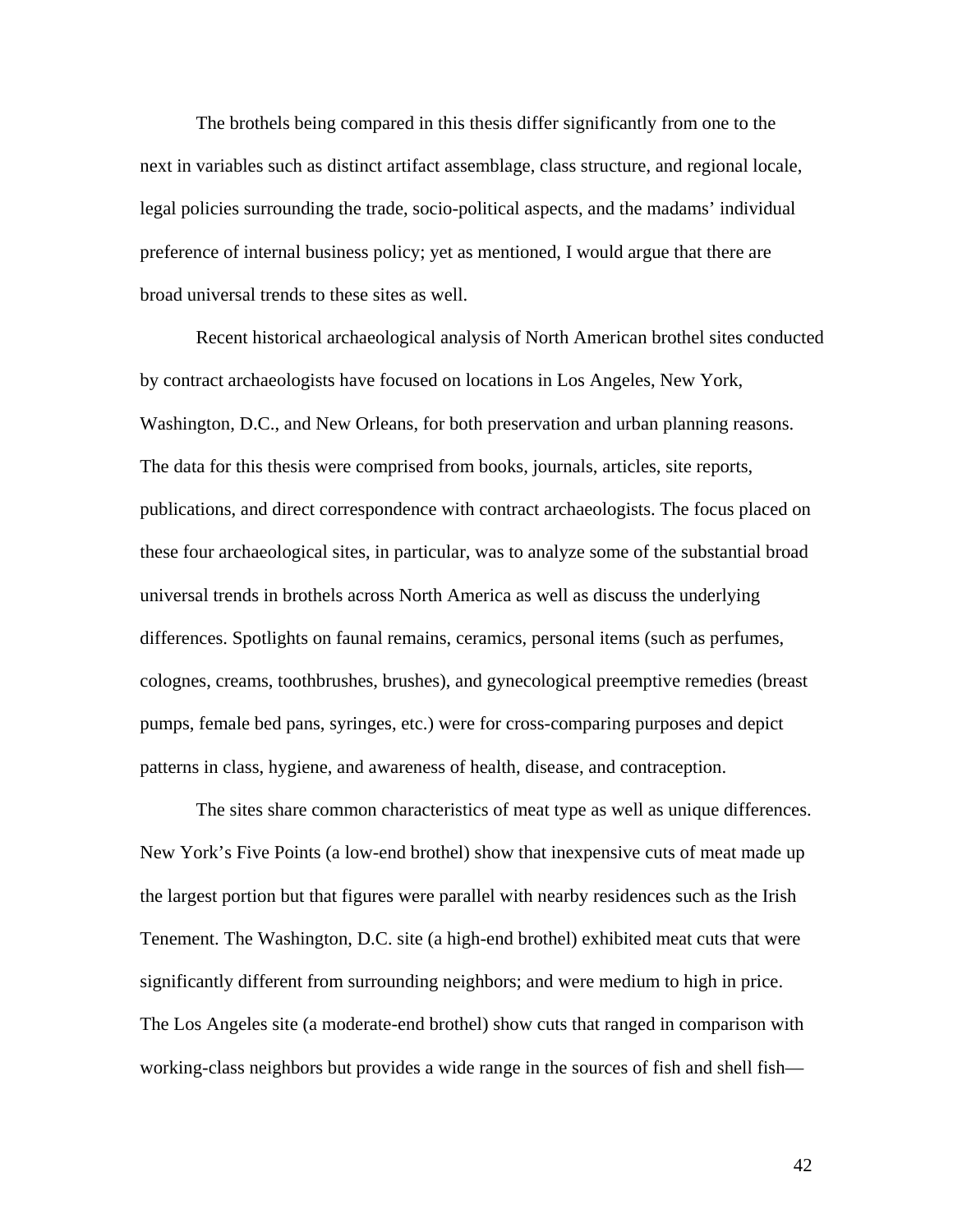The brothels being compared in this thesis differ significantly from one to the next in variables such as distinct artifact assemblage, class structure, and regional locale, legal policies surrounding the trade, socio-political aspects, and the madams' individual preference of internal business policy; yet as mentioned, I would argue that there are broad universal trends to these sites as well.

Recent historical archaeological analysis of North American brothel sites conducted by contract archaeologists have focused on locations in Los Angeles, New York, Washington, D.C., and New Orleans, for both preservation and urban planning reasons. The data for this thesis were comprised from books, journals, articles, site reports, publications, and direct correspondence with contract archaeologists. The focus placed on these four archaeological sites, in particular, was to analyze some of the substantial broad universal trends in brothels across North America as well as discuss the underlying differences. Spotlights on faunal remains, ceramics, personal items (such as perfumes, colognes, creams, toothbrushes, brushes), and gynecological preemptive remedies (breast pumps, female bed pans, syringes, etc.) were for cross-comparing purposes and depict patterns in class, hygiene, and awareness of health, disease, and contraception.

The sites share common characteristics of meat type as well as unique differences. New York's Five Points (a low-end brothel) show that inexpensive cuts of meat made up the largest portion but that figures were parallel with nearby residences such as the Irish Tenement. The Washington, D.C. site (a high-end brothel) exhibited meat cuts that were significantly different from surrounding neighbors; and were medium to high in price. The Los Angeles site (a moderate-end brothel) show cuts that ranged in comparison with working-class neighbors but provides a wide range in the sources of fish and shell fish—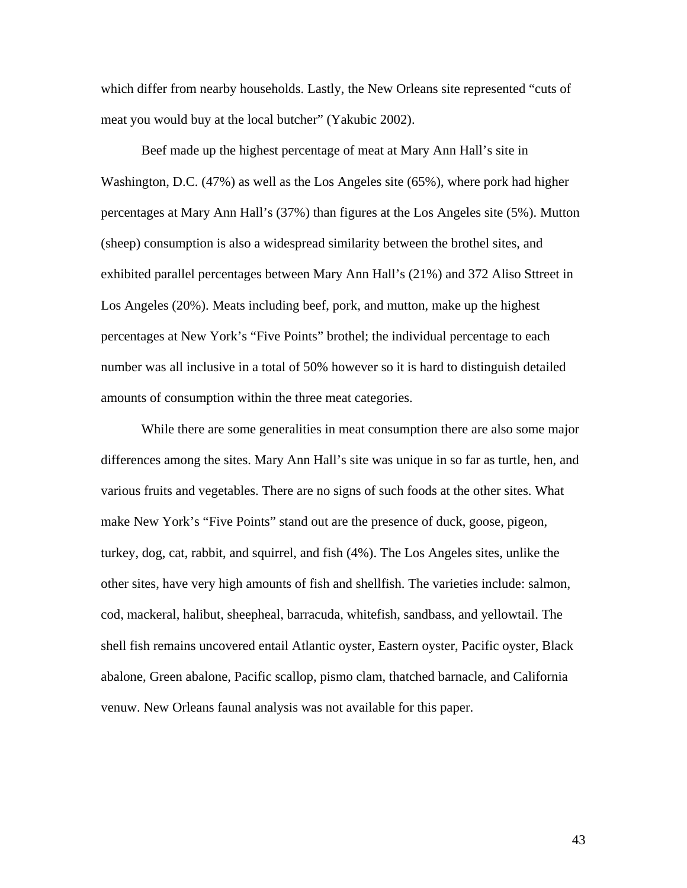which differ from nearby households. Lastly, the New Orleans site represented "cuts of meat you would buy at the local butcher" (Yakubic 2002).

Beef made up the highest percentage of meat at Mary Ann Hall's site in Washington, D.C. (47%) as well as the Los Angeles site (65%), where pork had higher percentages at Mary Ann Hall's (37%) than figures at the Los Angeles site (5%). Mutton (sheep) consumption is also a widespread similarity between the brothel sites, and exhibited parallel percentages between Mary Ann Hall's (21%) and 372 Aliso Sttreet in Los Angeles (20%). Meats including beef, pork, and mutton, make up the highest percentages at New York's "Five Points" brothel; the individual percentage to each number was all inclusive in a total of 50% however so it is hard to distinguish detailed amounts of consumption within the three meat categories.

While there are some generalities in meat consumption there are also some major differences among the sites. Mary Ann Hall's site was unique in so far as turtle, hen, and various fruits and vegetables. There are no signs of such foods at the other sites. What make New York's "Five Points" stand out are the presence of duck, goose, pigeon, turkey, dog, cat, rabbit, and squirrel, and fish (4%). The Los Angeles sites, unlike the other sites, have very high amounts of fish and shellfish. The varieties include: salmon, cod, mackeral, halibut, sheepheal, barracuda, whitefish, sandbass, and yellowtail. The shell fish remains uncovered entail Atlantic oyster, Eastern oyster, Pacific oyster, Black abalone, Green abalone, Pacific scallop, pismo clam, thatched barnacle, and California venuw. New Orleans faunal analysis was not available for this paper.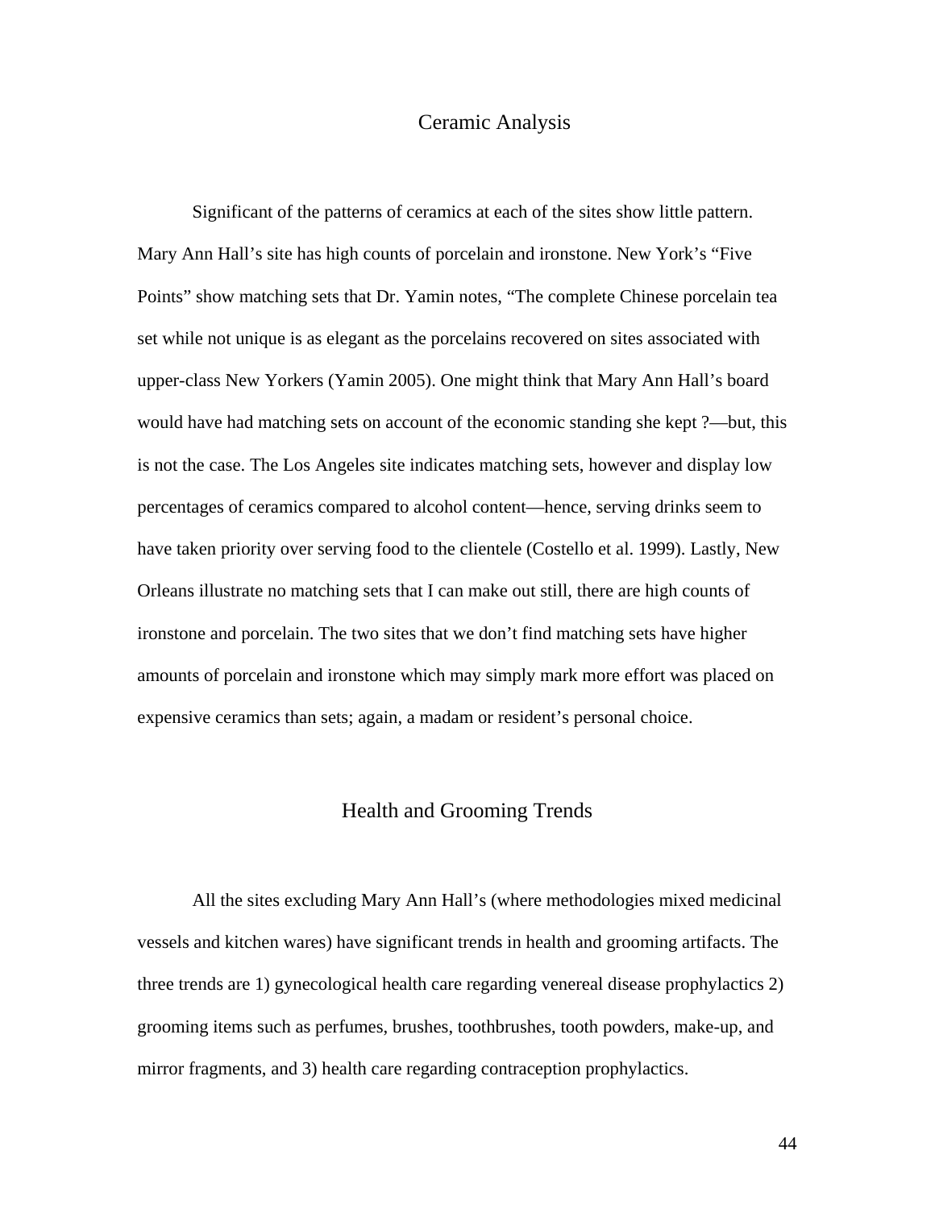## Ceramic Analysis

Significant of the patterns of ceramics at each of the sites show little pattern. Mary Ann Hall's site has high counts of porcelain and ironstone. New York's "Five Points" show matching sets that Dr. Yamin notes, "The complete Chinese porcelain tea set while not unique is as elegant as the porcelains recovered on sites associated with upper-class New Yorkers (Yamin 2005). One might think that Mary Ann Hall's board would have had matching sets on account of the economic standing she kept ?—but, this is not the case. The Los Angeles site indicates matching sets, however and display low percentages of ceramics compared to alcohol content—hence, serving drinks seem to have taken priority over serving food to the clientele (Costello et al. 1999). Lastly, New Orleans illustrate no matching sets that I can make out still, there are high counts of ironstone and porcelain. The two sites that we don't find matching sets have higher amounts of porcelain and ironstone which may simply mark more effort was placed on expensive ceramics than sets; again, a madam or resident's personal choice.

## Health and Grooming Trends

All the sites excluding Mary Ann Hall's (where methodologies mixed medicinal vessels and kitchen wares) have significant trends in health and grooming artifacts. The three trends are 1) gynecological health care regarding venereal disease prophylactics 2) grooming items such as perfumes, brushes, toothbrushes, tooth powders, make-up, and mirror fragments, and 3) health care regarding contraception prophylactics.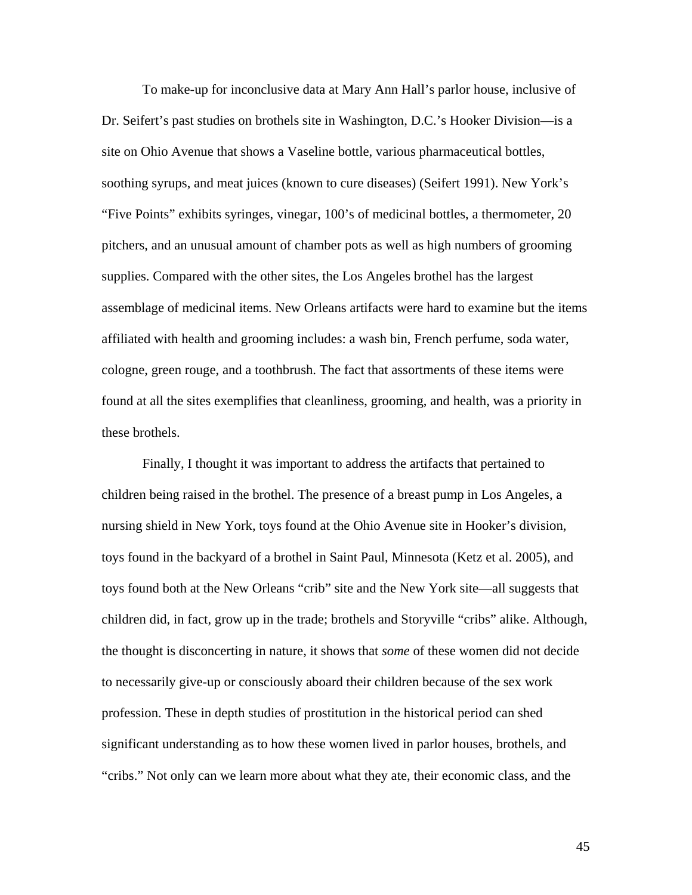To make-up for inconclusive data at Mary Ann Hall's parlor house, inclusive of Dr. Seifert's past studies on brothels site in Washington, D.C.'s Hooker Division—is a site on Ohio Avenue that shows a Vaseline bottle, various pharmaceutical bottles, soothing syrups, and meat juices (known to cure diseases) (Seifert 1991). New York's "Five Points" exhibits syringes, vinegar, 100's of medicinal bottles, a thermometer, 20 pitchers, and an unusual amount of chamber pots as well as high numbers of grooming supplies. Compared with the other sites, the Los Angeles brothel has the largest assemblage of medicinal items. New Orleans artifacts were hard to examine but the items affiliated with health and grooming includes: a wash bin, French perfume, soda water, cologne, green rouge, and a toothbrush. The fact that assortments of these items were found at all the sites exemplifies that cleanliness, grooming, and health, was a priority in these brothels.

Finally, I thought it was important to address the artifacts that pertained to children being raised in the brothel. The presence of a breast pump in Los Angeles, a nursing shield in New York, toys found at the Ohio Avenue site in Hooker's division, toys found in the backyard of a brothel in Saint Paul, Minnesota (Ketz et al. 2005), and toys found both at the New Orleans "crib" site and the New York site—all suggests that children did, in fact, grow up in the trade; brothels and Storyville "cribs" alike. Although, the thought is disconcerting in nature, it shows that *some* of these women did not decide to necessarily give-up or consciously aboard their children because of the sex work profession. These in depth studies of prostitution in the historical period can shed significant understanding as to how these women lived in parlor houses, brothels, and "cribs." Not only can we learn more about what they ate, their economic class, and the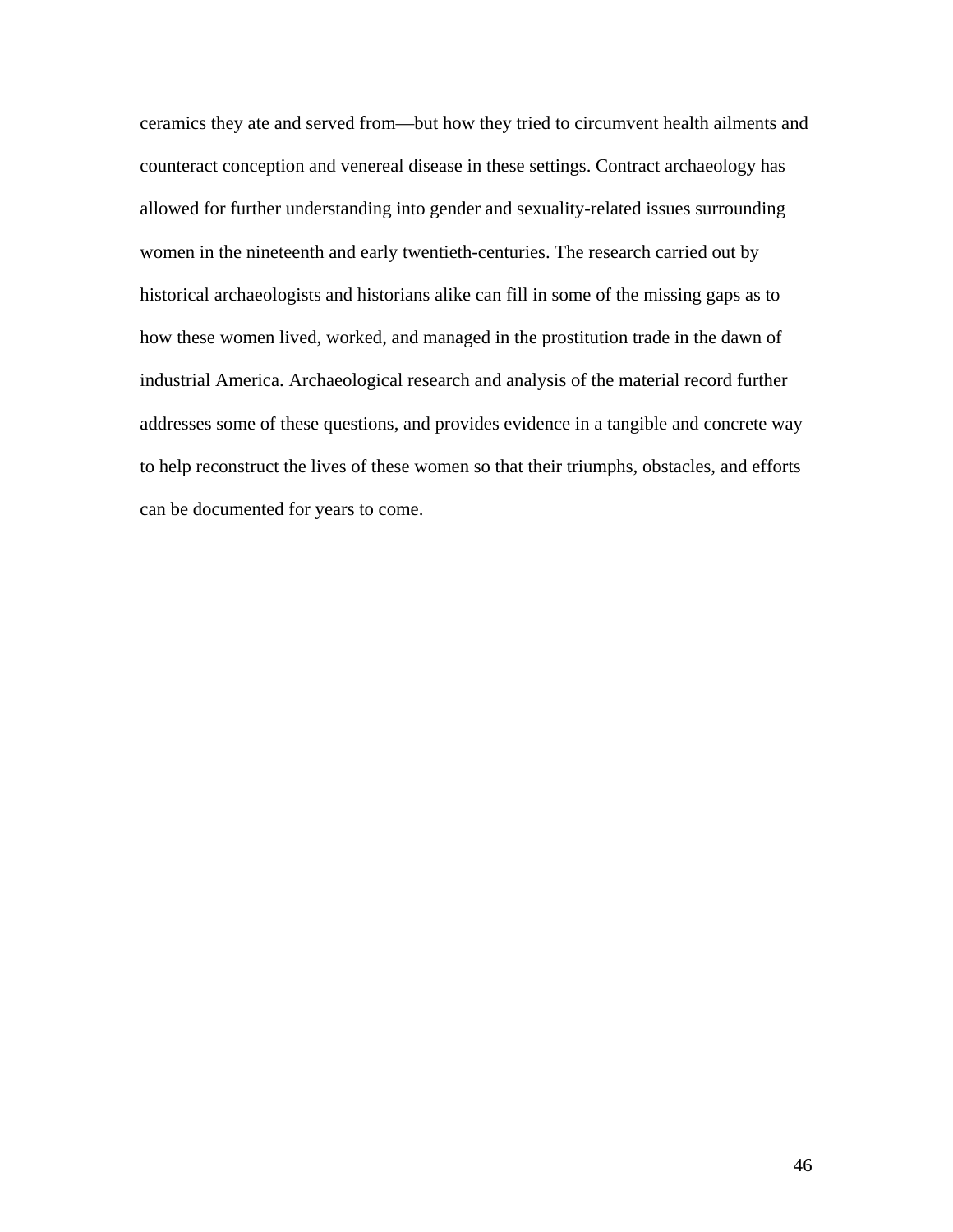ceramics they ate and served from—but how they tried to circumvent health ailments and counteract conception and venereal disease in these settings. Contract archaeology has allowed for further understanding into gender and sexuality-related issues surrounding women in the nineteenth and early twentieth-centuries. The research carried out by historical archaeologists and historians alike can fill in some of the missing gaps as to how these women lived, worked, and managed in the prostitution trade in the dawn of industrial America. Archaeological research and analysis of the material record further addresses some of these questions, and provides evidence in a tangible and concrete way to help reconstruct the lives of these women so that their triumphs, obstacles, and efforts can be documented for years to come.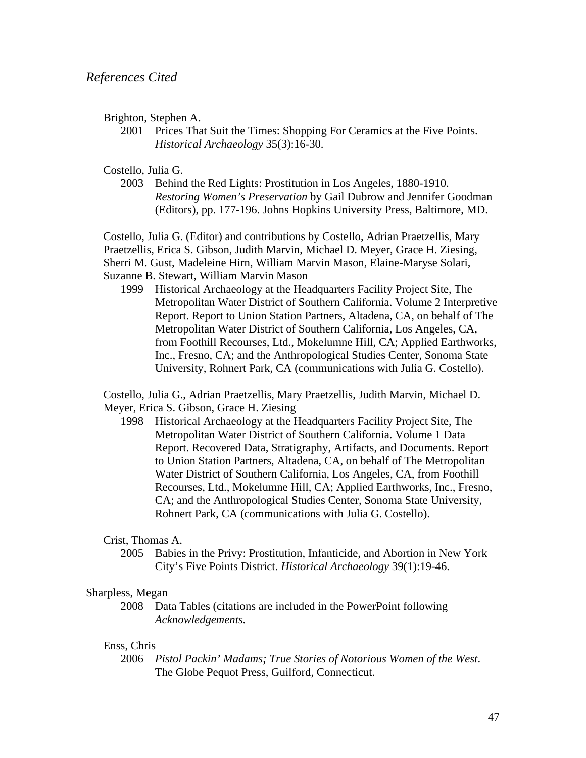*References Cited*

Brighton, Stephen A.

2001 Prices That Suit the Times: Shopping For Ceramics at the Five Points. *Historical Archaeology* 35(3):16-30.

Costello, Julia G.

2003 Behind the Red Lights: Prostitution in Los Angeles, 1880-1910. *Restoring Women's Preservation* by Gail Dubrow and Jennifer Goodman (Editors), pp. 177-196. Johns Hopkins University Press, Baltimore, MD.

Costello, Julia G. (Editor) and contributions by Costello, Adrian Praetzellis, Mary Praetzellis, Erica S. Gibson, Judith Marvin, Michael D. Meyer, Grace H. Ziesing, Sherri M. Gust, Madeleine Hirn, William Marvin Mason, Elaine-Maryse Solari, Suzanne B. Stewart, William Marvin Mason

1999 Historical Archaeology at the Headquarters Facility Project Site, The Metropolitan Water District of Southern California. Volume 2 Interpretive Report. Report to Union Station Partners, Altadena, CA, on behalf of The Metropolitan Water District of Southern California, Los Angeles, CA, from Foothill Recourses, Ltd., Mokelumne Hill, CA; Applied Earthworks, Inc., Fresno, CA; and the Anthropological Studies Center, Sonoma State University, Rohnert Park, CA (communications with Julia G. Costello).

Costello, Julia G., Adrian Praetzellis, Mary Praetzellis, Judith Marvin, Michael D. Meyer, Erica S. Gibson, Grace H. Ziesing

1998 Historical Archaeology at the Headquarters Facility Project Site, The Metropolitan Water District of Southern California. Volume 1 Data Report. Recovered Data, Stratigraphy, Artifacts, and Documents. Report to Union Station Partners, Altadena, CA, on behalf of The Metropolitan Water District of Southern California, Los Angeles, CA, from Foothill Recourses, Ltd., Mokelumne Hill, CA; Applied Earthworks, Inc., Fresno, CA; and the Anthropological Studies Center, Sonoma State University, Rohnert Park, CA (communications with Julia G. Costello).

Crist, Thomas A.

2005 Babies in the Privy: Prostitution, Infanticide, and Abortion in New York City's Five Points District. *Historical Archaeology* 39(1):19-46.

Sharpless, Megan

2008 Data Tables (citations are included in the PowerPoint following *Acknowledgements.*

Enss, Chris

2006 *Pistol Packin' Madams; True Stories of Notorious Women of the West*. The Globe Pequot Press, Guilford, Connecticut.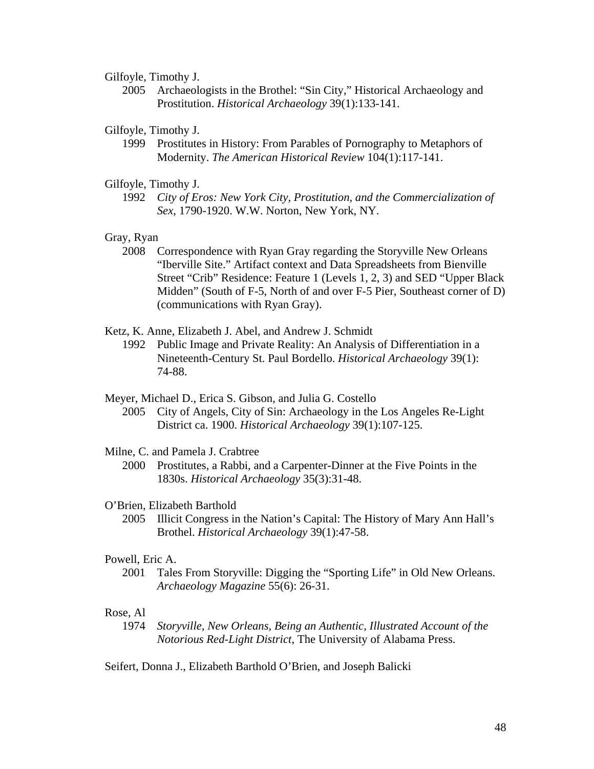Gilfoyle, Timothy J.

2005 Archaeologists in the Brothel: "Sin City," Historical Archaeology and Prostitution. *Historical Archaeology* 39(1):133-141.

Gilfoyle, Timothy J.

1999 Prostitutes in History: From Parables of Pornography to Metaphors of Modernity. *The American Historical Review* 104(1):117-141.

Gilfoyle, Timothy J.

1992 *City of Eros: New York City, Prostitution, and the Commercialization of Sex*, 1790-1920. W.W. Norton, New York, NY.

Gray, Ryan

2008 Correspondence with Ryan Gray regarding the Storyville New Orleans "Iberville Site." Artifact context and Data Spreadsheets from Bienville Street "Crib" Residence: Feature 1 (Levels 1, 2, 3) and SED "Upper Black Midden" (South of F-5, North of and over F-5 Pier, Southeast corner of D) (communications with Ryan Gray).

Ketz, K. Anne, Elizabeth J. Abel, and Andrew J. Schmidt

1992 Public Image and Private Reality: An Analysis of Differentiation in a Nineteenth-Century St. Paul Bordello. *Historical Archaeology* 39(1): 74-88.

Meyer, Michael D., Erica S. Gibson, and Julia G. Costello

2005 City of Angels, City of Sin: Archaeology in the Los Angeles Re-Light District ca. 1900. *Historical Archaeology* 39(1):107-125.

Milne, C. and Pamela J. Crabtree

2000 Prostitutes, a Rabbi, and a Carpenter-Dinner at the Five Points in the 1830s. *Historical Archaeology* 35(3):31-48.

O'Brien, Elizabeth Barthold

2005 Illicit Congress in the Nation's Capital: The History of Mary Ann Hall's Brothel. *Historical Archaeology* 39(1):47-58.

Powell, Eric A.

2001 Tales From Storyville: Digging the "Sporting Life" in Old New Orleans. *Archaeology Magazine* 55(6): 26-31.

Rose, Al

1974 *Storyville, New Orleans, Being an Authentic, Illustrated Account of the Notorious Red-Light District*, The University of Alabama Press.

Seifert, Donna J., Elizabeth Barthold O'Brien, and Joseph Balicki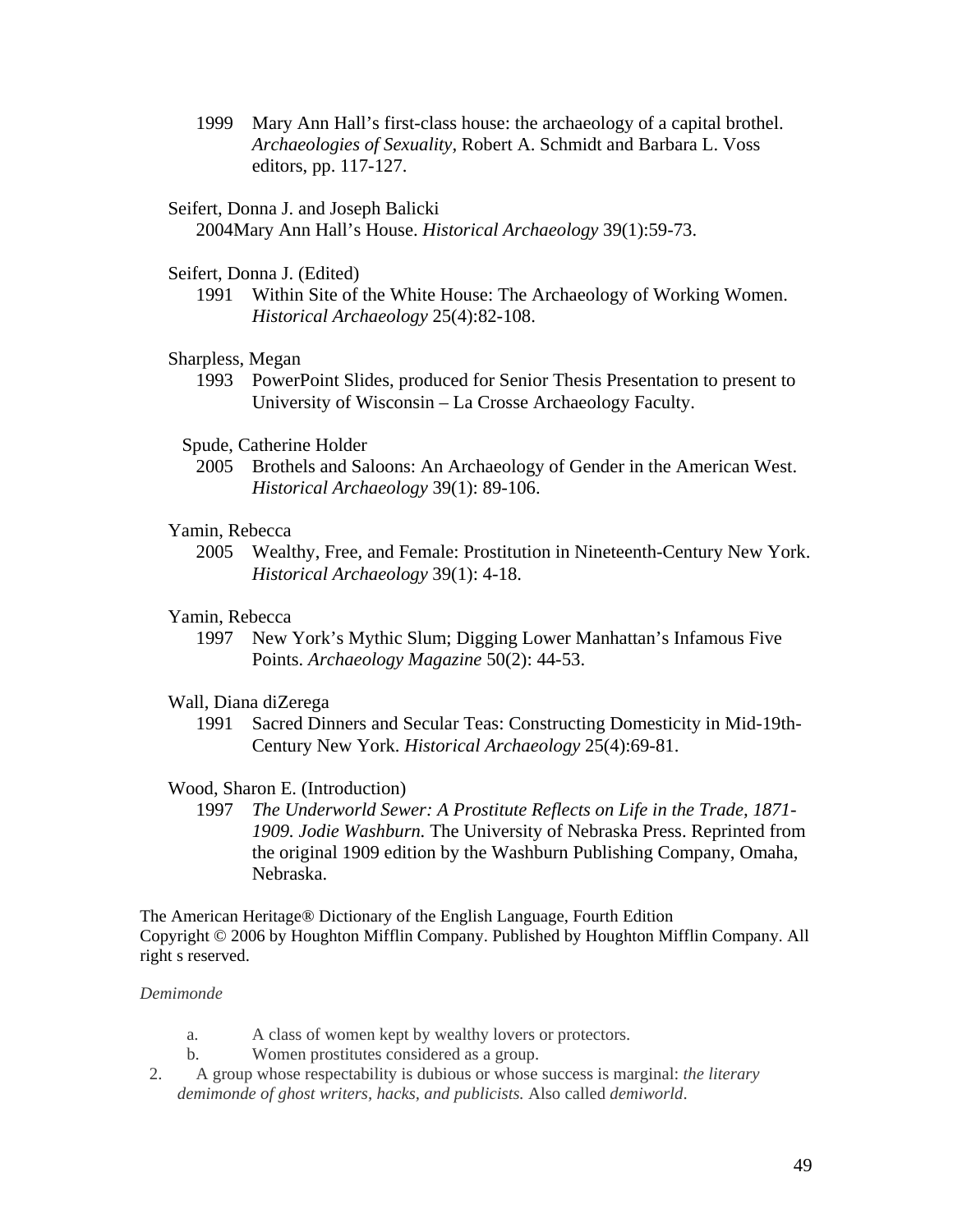1999 Mary Ann Hall's first-class house: the archaeology of a capital brothel. *Archaeologies of Sexuality*, Robert A. Schmidt and Barbara L. Voss editors, pp. 117-127.

Seifert, Donna J. and Joseph Balicki
2004Mary Ann Hall's House. *Historical Archaeology* 39(1):59-73.

Seifert, Donna J. (Edited)
1991 Within Site of the White House: The Archaeology of Working Women. *Historical Archaeology* 25(4):82-108.

Sharpless, Megan
1993 PowerPoint Slides, produced for Senior Thesis Presentation to present to University of Wisconsin – La Crosse Archaeology Faculty.

Spude, Catherine Holder
2005 Brothels and Saloons: An Archaeology of Gender in the American West. *Historical Archaeology* 39(1): 89-106.

Yamin, Rebecca
2005 Wealthy, Free, and Female: Prostitution in Nineteenth-Century New York. *Historical Archaeology* 39(1): 4-18.

Yamin, Rebecca
1997 New York's Mythic Slum; Digging Lower Manhattan's Infamous Five Points. *Archaeology Magazine* 50(2): 44-53.

Wall, Diana diZerega
1991 Sacred Dinners and Secular Teas: Constructing Domesticity in Mid-19th-Century New York. *Historical Archaeology* 25(4):69-81.

Wood, Sharon E. (Introduction)
1997 *The Underworld Sewer: A Prostitute Reflects on Life in the Trade, 1871-1909. Jodie Washburn.* The University of Nebraska Press. Reprinted from the original 1909 edition by the Washburn Publishing Company, Omaha, Nebraska.

The American Heritage® Dictionary of the English Language, Fourth Edition
Copyright © 2006 by Houghton Mifflin Company. Published by Houghton Mifflin Company. All right s reserved.

*Demimonde*

a. A class of women kept by wealthy lovers or protectors.
b. Women prostitutes considered as a group.

2. A group whose respectability is dubious or whose success is marginal: *the literary demimonde of ghost writers, hacks, and publicists.* Also called *demiworld*.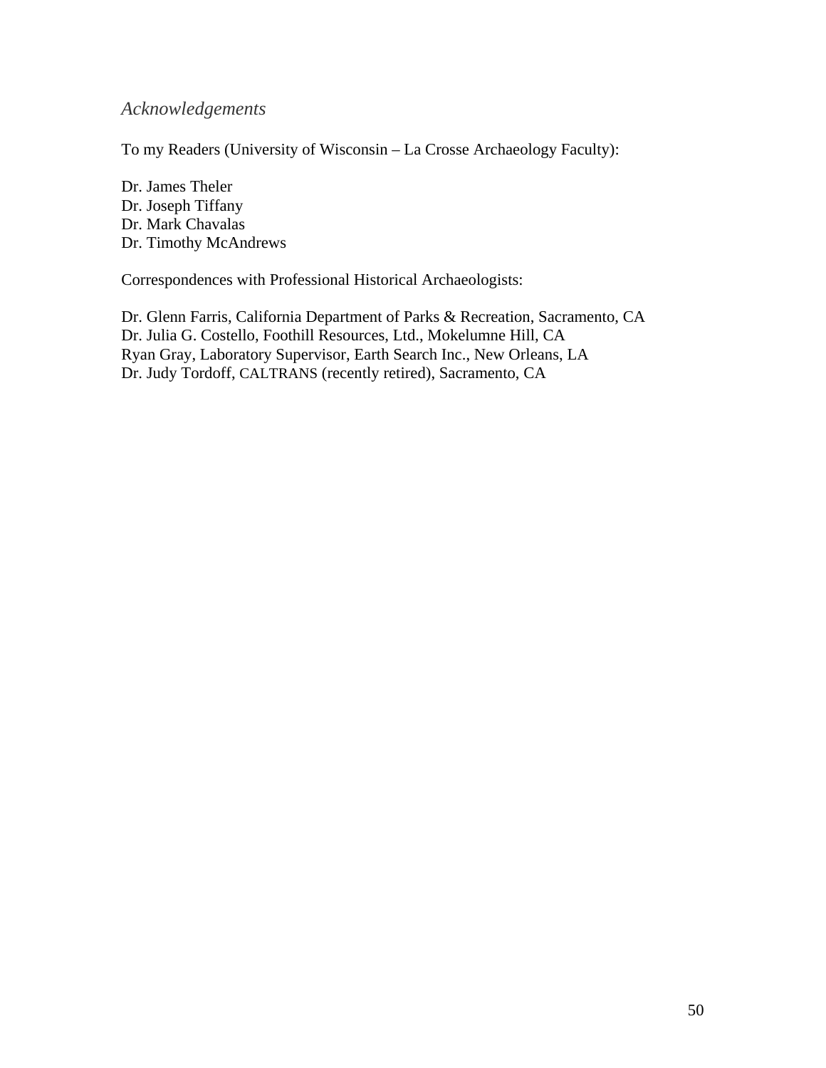## *Acknowledgements*

To my Readers (University of Wisconsin – La Crosse Archaeology Faculty):

Dr. James Theler
Dr. Joseph Tiffany
Dr. Mark Chavalas
Dr. Timothy McAndrews

Correspondences with Professional Historical Archaeologists:

Dr. Glenn Farris, California Department of Parks & Recreation, Sacramento, CA
Dr. Julia G. Costello, Foothill Resources, Ltd., Mokelumne Hill, CA
Ryan Gray, Laboratory Supervisor, Earth Search Inc., New Orleans, LA
Dr. Judy Tordoff, CALTRANS (recently retired), Sacramento, CA